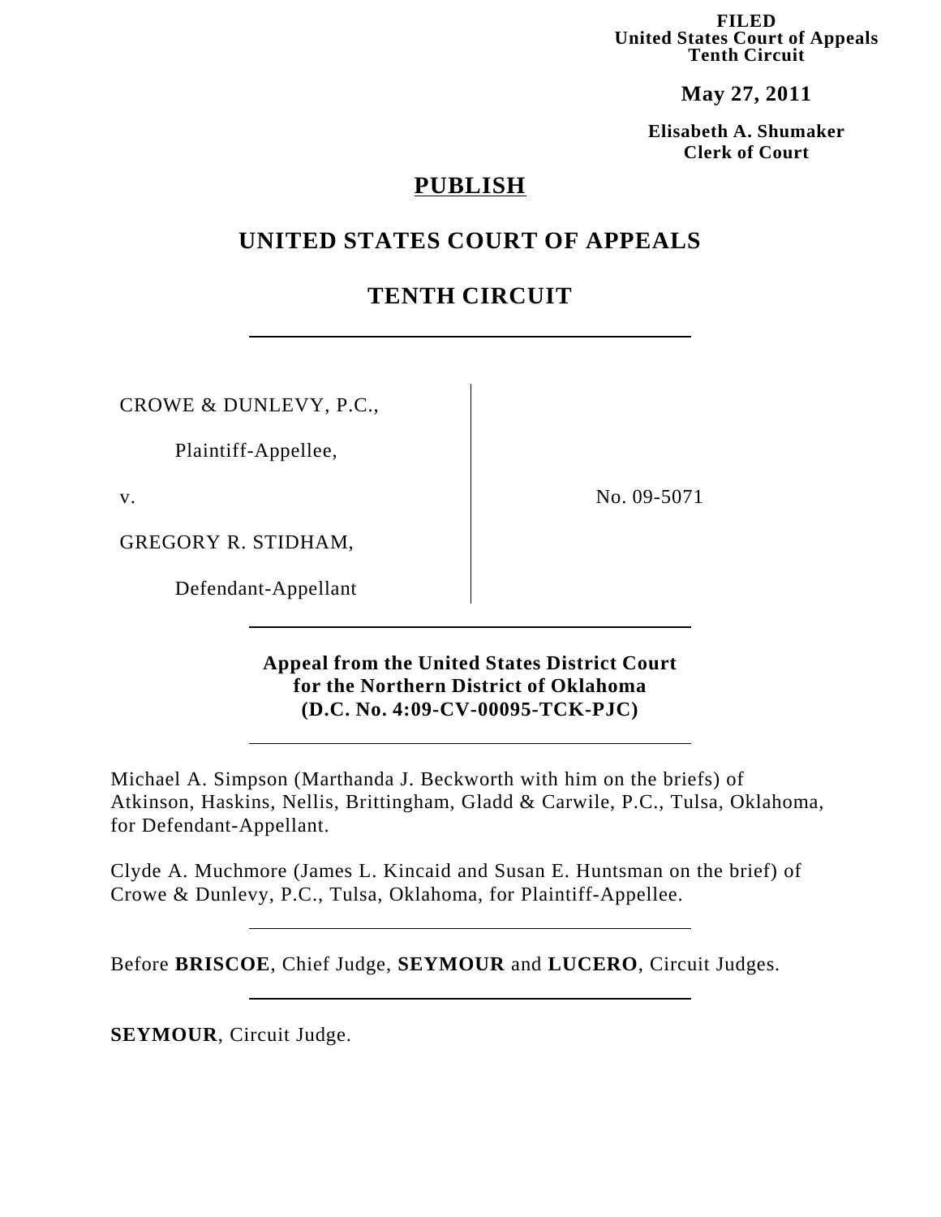**FILED**
**United States Court of Appeals**
**Tenth Circuit**

**May 27, 2011**

**Elisabeth A. Shumaker**
**Clerk of Court**

**PUBLISH**

# UNITED STATES COURT OF APPEALS

# TENTH CIRCUIT

CROWE & DUNLEVY, P.C.,

Plaintiff-Appellee,

v.

GREGORY R. STIDHAM,

Defendant-Appellant

No. 09-5071

**Appeal from the United States District Court for the Northern District of Oklahoma (D.C. No. 4:09-CV-00095-TCK-PJC)**

Michael A. Simpson (Marthanda J. Beckworth with him on the briefs) of Atkinson, Haskins, Nellis, Brittingham, Gladd & Carwile, P.C., Tulsa, Oklahoma, for Defendant-Appellant.

Clyde A. Muchmore (James L. Kincaid and Susan E. Huntsman on the brief) of Crowe & Dunlevy, P.C., Tulsa, Oklahoma, for Plaintiff-Appellee.

Before **BRISCOE**, Chief Judge, **SEYMOUR** and **LUCERO**, Circuit Judges.

**SEYMOUR**, Circuit Judge.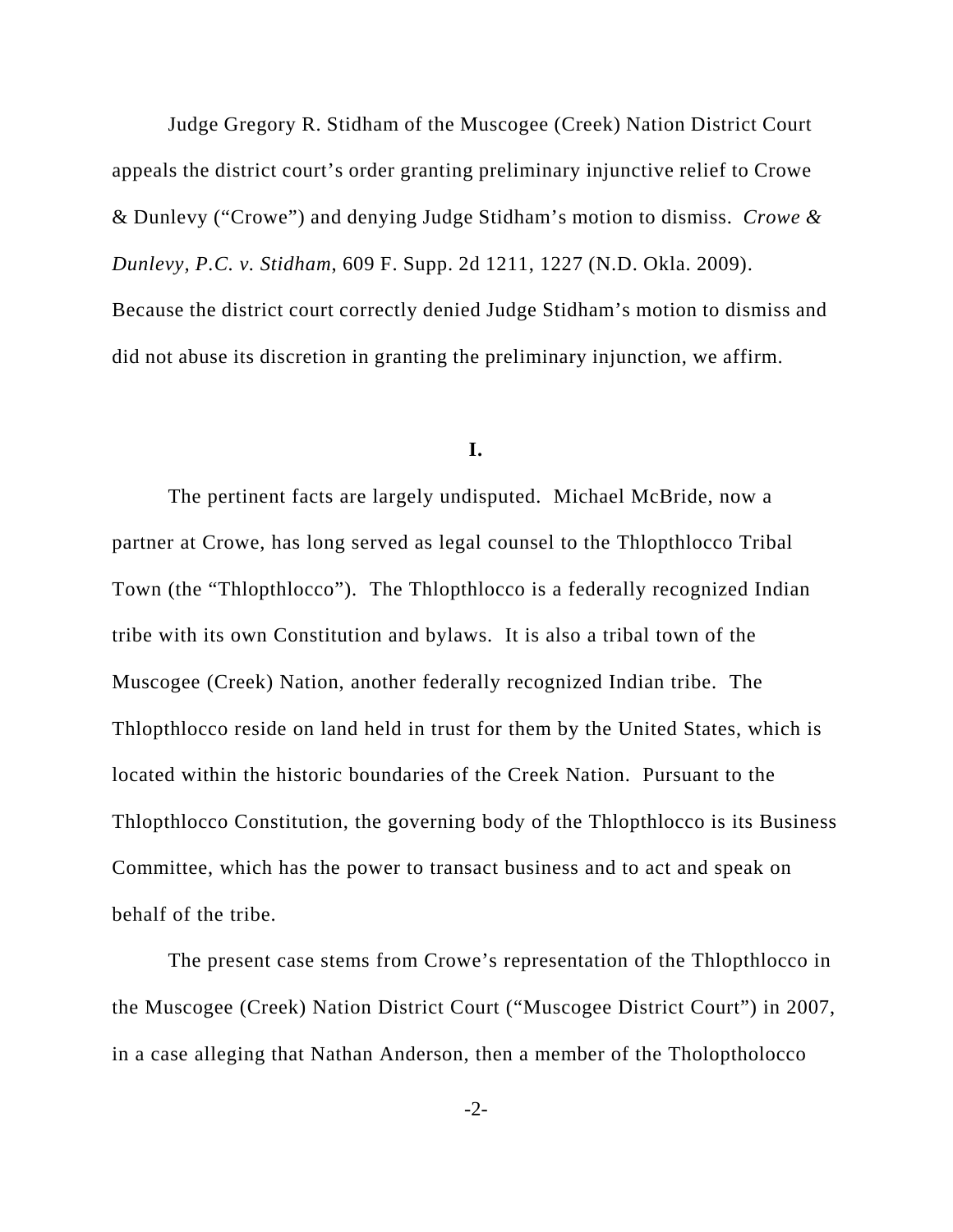Judge Gregory R. Stidham of the Muscogee (Creek) Nation District Court appeals the district court's order granting preliminary injunctive relief to Crowe & Dunlevy ("Crowe") and denying Judge Stidham's motion to dismiss. *Crowe & Dunlevy, P.C. v. Stidham*, 609 F. Supp. 2d 1211, 1227 (N.D. Okla. 2009). Because the district court correctly denied Judge Stidham's motion to dismiss and did not abuse its discretion in granting the preliminary injunction, we affirm.

**I.**

The pertinent facts are largely undisputed. Michael McBride, now a partner at Crowe, has long served as legal counsel to the Thlopthlocco Tribal Town (the "Thlopthlocco"). The Thlopthlocco is a federally recognized Indian tribe with its own Constitution and bylaws. It is also a tribal town of the Muscogee (Creek) Nation, another federally recognized Indian tribe. The Thlopthlocco reside on land held in trust for them by the United States, which is located within the historic boundaries of the Creek Nation. Pursuant to the Thlopthlocco Constitution, the governing body of the Thlopthlocco is its Business Committee, which has the power to transact business and to act and speak on behalf of the tribe.

The present case stems from Crowe's representation of the Thlopthlocco in the Muscogee (Creek) Nation District Court ("Muscogee District Court") in 2007, in a case alleging that Nathan Anderson, then a member of the Tholoptholocco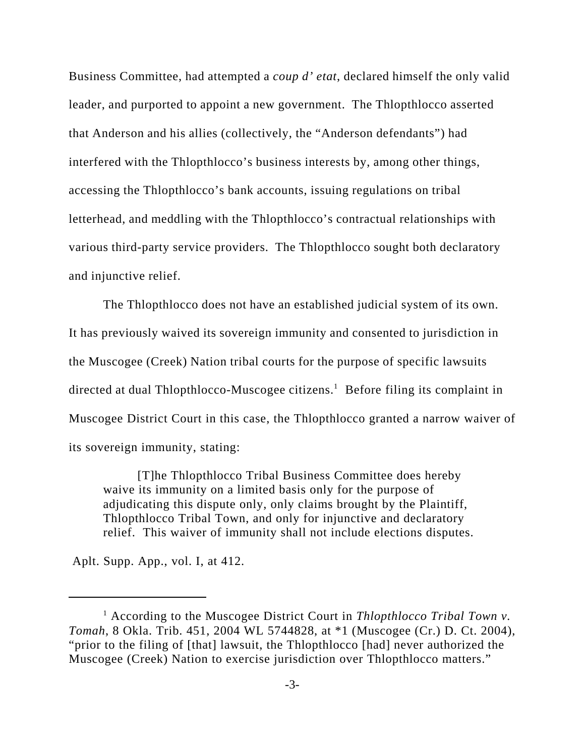Business Committee, had attempted a *coup d' etat*, declared himself the only valid leader, and purported to appoint a new government. The Thlopthlocco asserted that Anderson and his allies (collectively, the "Anderson defendants") had interfered with the Thlopthlocco's business interests by, among other things, accessing the Thlopthlocco's bank accounts, issuing regulations on tribal letterhead, and meddling with the Thlopthlocco's contractual relationships with various third-party service providers. The Thlopthlocco sought both declaratory and injunctive relief.

The Thlopthlocco does not have an established judicial system of its own. It has previously waived its sovereign immunity and consented to jurisdiction in the Muscogee (Creek) Nation tribal courts for the purpose of specific lawsuits directed at dual Thlopthlocco-Muscogee citizens.[1] Before filing its complaint in Muscogee District Court in this case, the Thlopthlocco granted a narrow waiver of its sovereign immunity, stating:

> [T]he Thlopthlocco Tribal Business Committee does hereby waive its immunity on a limited basis only for the purpose of adjudicating this dispute only, only claims brought by the Plaintiff, Thlopthlocco Tribal Town, and only for injunctive and declaratory relief. This waiver of immunity shall not include elections disputes.

Aplt. Supp. App., vol. I, at 412.

---

[1] According to the Muscogee District Court in *Thlopthlocco Tribal Town v. Tomah*, 8 Okla. Trib. 451, 2004 WL 5744828, at *1 (Muscogee (Cr.) D. Ct. 2004), "prior to the filing of [that] lawsuit, the Thlopthlocco [had] never authorized the Muscogee (Creek) Nation to exercise jurisdiction over Thlopthlocco matters."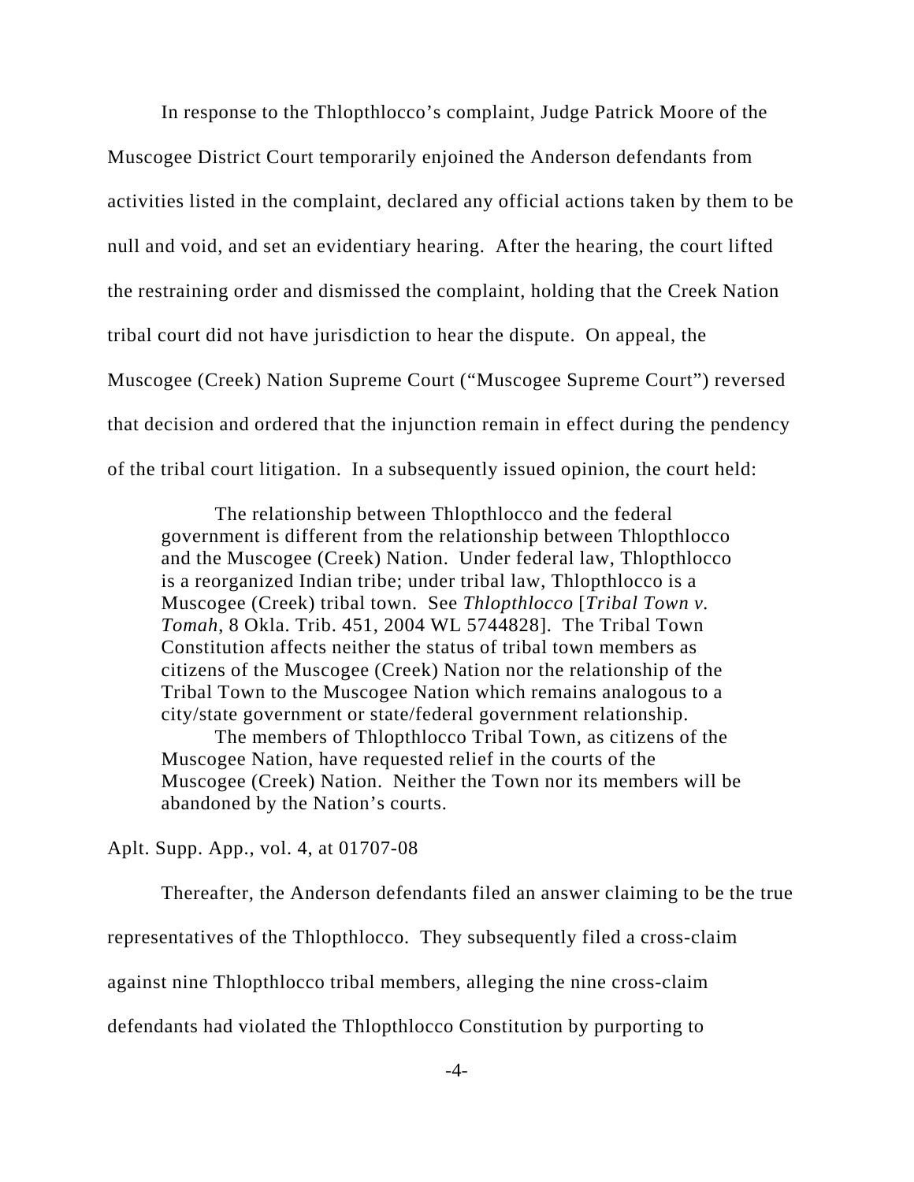In response to the Thlopthlocco's complaint, Judge Patrick Moore of the Muscogee District Court temporarily enjoined the Anderson defendants from activities listed in the complaint, declared any official actions taken by them to be null and void, and set an evidentiary hearing. After the hearing, the court lifted the restraining order and dismissed the complaint, holding that the Creek Nation tribal court did not have jurisdiction to hear the dispute. On appeal, the Muscogee (Creek) Nation Supreme Court ("Muscogee Supreme Court") reversed that decision and ordered that the injunction remain in effect during the pendency of the tribal court litigation. In a subsequently issued opinion, the court held:

> The relationship between Thlopthlocco and the federal government is different from the relationship between Thlopthlocco and the Muscogee (Creek) Nation. Under federal law, Thlopthlocco is a reorganized Indian tribe; under tribal law, Thlopthlocco is a Muscogee (Creek) tribal town. See *Thlopthlocco* [*Tribal Town v. Tomah*, 8 Okla. Trib. 451, 2004 WL 5744828]. The Tribal Town Constitution affects neither the status of tribal town members as citizens of the Muscogee (Creek) Nation nor the relationship of the Tribal Town to the Muscogee Nation which remains analogous to a city/state government or state/federal government relationship.
>
> The members of Thlopthlocco Tribal Town, as citizens of the Muscogee Nation, have requested relief in the courts of the Muscogee (Creek) Nation. Neither the Town nor its members will be abandoned by the Nation's courts.

Aplt. Supp. App., vol. 4, at 01707-08

Thereafter, the Anderson defendants filed an answer claiming to be the true representatives of the Thlopthlocco. They subsequently filed a cross-claim against nine Thlopthlocco tribal members, alleging the nine cross-claim defendants had violated the Thlopthlocco Constitution by purporting to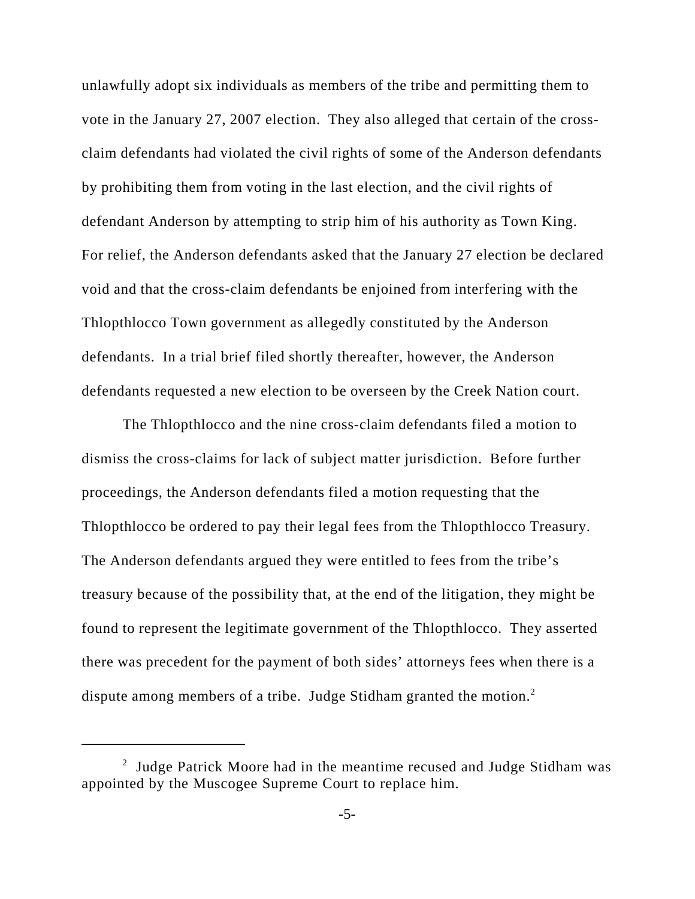unlawfully adopt six individuals as members of the tribe and permitting them to vote in the January 27, 2007 election. They also alleged that certain of the cross-claim defendants had violated the civil rights of some of the Anderson defendants by prohibiting them from voting in the last election, and the civil rights of defendant Anderson by attempting to strip him of his authority as Town King. For relief, the Anderson defendants asked that the January 27 election be declared void and that the cross-claim defendants be enjoined from interfering with the Thlopthlocco Town government as allegedly constituted by the Anderson defendants. In a trial brief filed shortly thereafter, however, the Anderson defendants requested a new election to be overseen by the Creek Nation court.

The Thlopthlocco and the nine cross-claim defendants filed a motion to dismiss the cross-claims for lack of subject matter jurisdiction. Before further proceedings, the Anderson defendants filed a motion requesting that the Thlopthlocco be ordered to pay their legal fees from the Thlopthlocco Treasury. The Anderson defendants argued they were entitled to fees from the tribe's treasury because of the possibility that, at the end of the litigation, they might be found to represent the legitimate government of the Thlopthlocco. They asserted there was precedent for the payment of both sides' attorneys fees when there is a dispute among members of a tribe. Judge Stidham granted the motion.[2]

[2] Judge Patrick Moore had in the meantime recused and Judge Stidham was appointed by the Muscogee Supreme Court to replace him.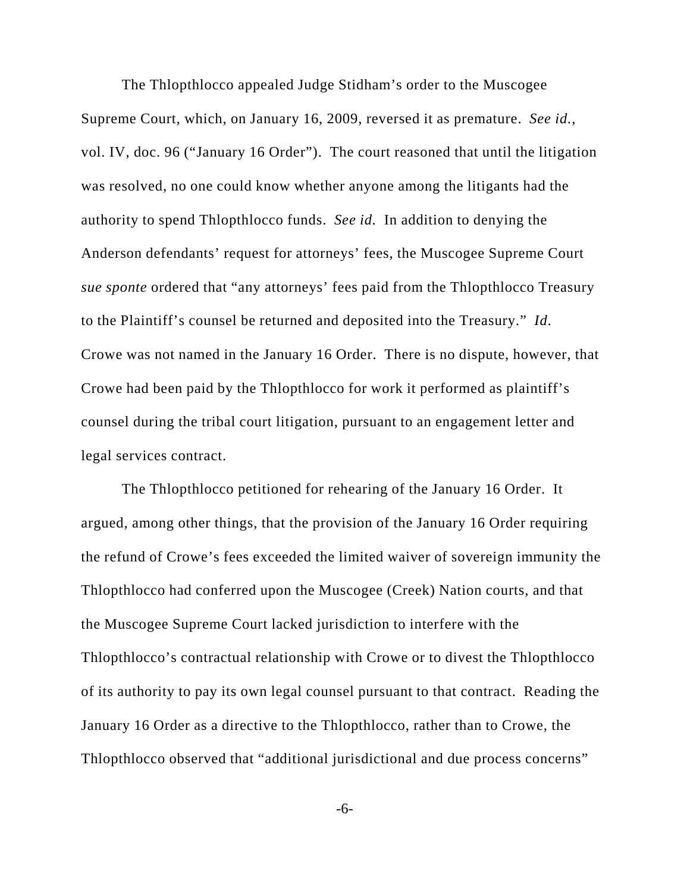The Thlopthlocco appealed Judge Stidham's order to the Muscogee Supreme Court, which, on January 16, 2009, reversed it as premature. *See id.*, vol. IV, doc. 96 ("January 16 Order"). The court reasoned that until the litigation was resolved, no one could know whether anyone among the litigants had the authority to spend Thlopthlocco funds. *See id.* In addition to denying the Anderson defendants' request for attorneys' fees, the Muscogee Supreme Court *sue sponte* ordered that "any attorneys' fees paid from the Thlopthlocco Treasury to the Plaintiff's counsel be returned and deposited into the Treasury." *Id.* Crowe was not named in the January 16 Order. There is no dispute, however, that Crowe had been paid by the Thlopthlocco for work it performed as plaintiff's counsel during the tribal court litigation, pursuant to an engagement letter and legal services contract.

The Thlopthlocco petitioned for rehearing of the January 16 Order. It argued, among other things, that the provision of the January 16 Order requiring the refund of Crowe's fees exceeded the limited waiver of sovereign immunity the Thlopthlocco had conferred upon the Muscogee (Creek) Nation courts, and that the Muscogee Supreme Court lacked jurisdiction to interfere with the Thlopthlocco's contractual relationship with Crowe or to divest the Thlopthlocco of its authority to pay its own legal counsel pursuant to that contract. Reading the January 16 Order as a directive to the Thlopthlocco, rather than to Crowe, the Thlopthlocco observed that "additional jurisdictional and due process concerns"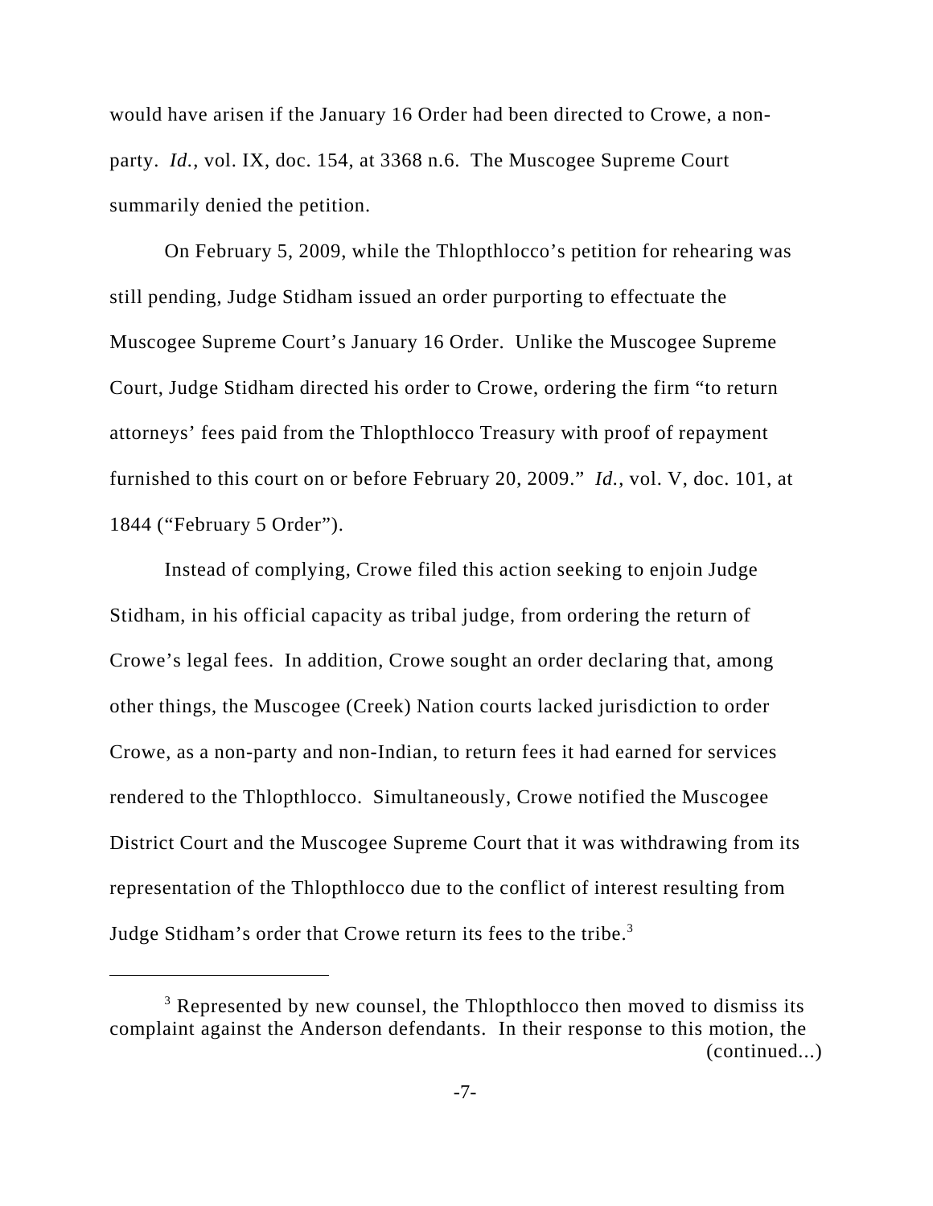would have arisen if the January 16 Order had been directed to Crowe, a non-party. *Id.*, vol. IX, doc. 154, at 3368 n.6. The Muscogee Supreme Court summarily denied the petition.

On February 5, 2009, while the Thlopthlocco's petition for rehearing was still pending, Judge Stidham issued an order purporting to effectuate the Muscogee Supreme Court's January 16 Order. Unlike the Muscogee Supreme Court, Judge Stidham directed his order to Crowe, ordering the firm "to return attorneys' fees paid from the Thlopthlocco Treasury with proof of repayment furnished to this court on or before February 20, 2009." *Id.*, vol. V, doc. 101, at 1844 ("February 5 Order").

Instead of complying, Crowe filed this action seeking to enjoin Judge Stidham, in his official capacity as tribal judge, from ordering the return of Crowe's legal fees. In addition, Crowe sought an order declaring that, among other things, the Muscogee (Creek) Nation courts lacked jurisdiction to order Crowe, as a non-party and non-Indian, to return fees it had earned for services rendered to the Thlopthlocco. Simultaneously, Crowe notified the Muscogee District Court and the Muscogee Supreme Court that it was withdrawing from its representation of the Thlopthlocco due to the conflict of interest resulting from Judge Stidham's order that Crowe return its fees to the tribe.[3]

---

[3] Represented by new counsel, the Thlopthlocco then moved to dismiss its complaint against the Anderson defendants. In their response to this motion, the (continued...)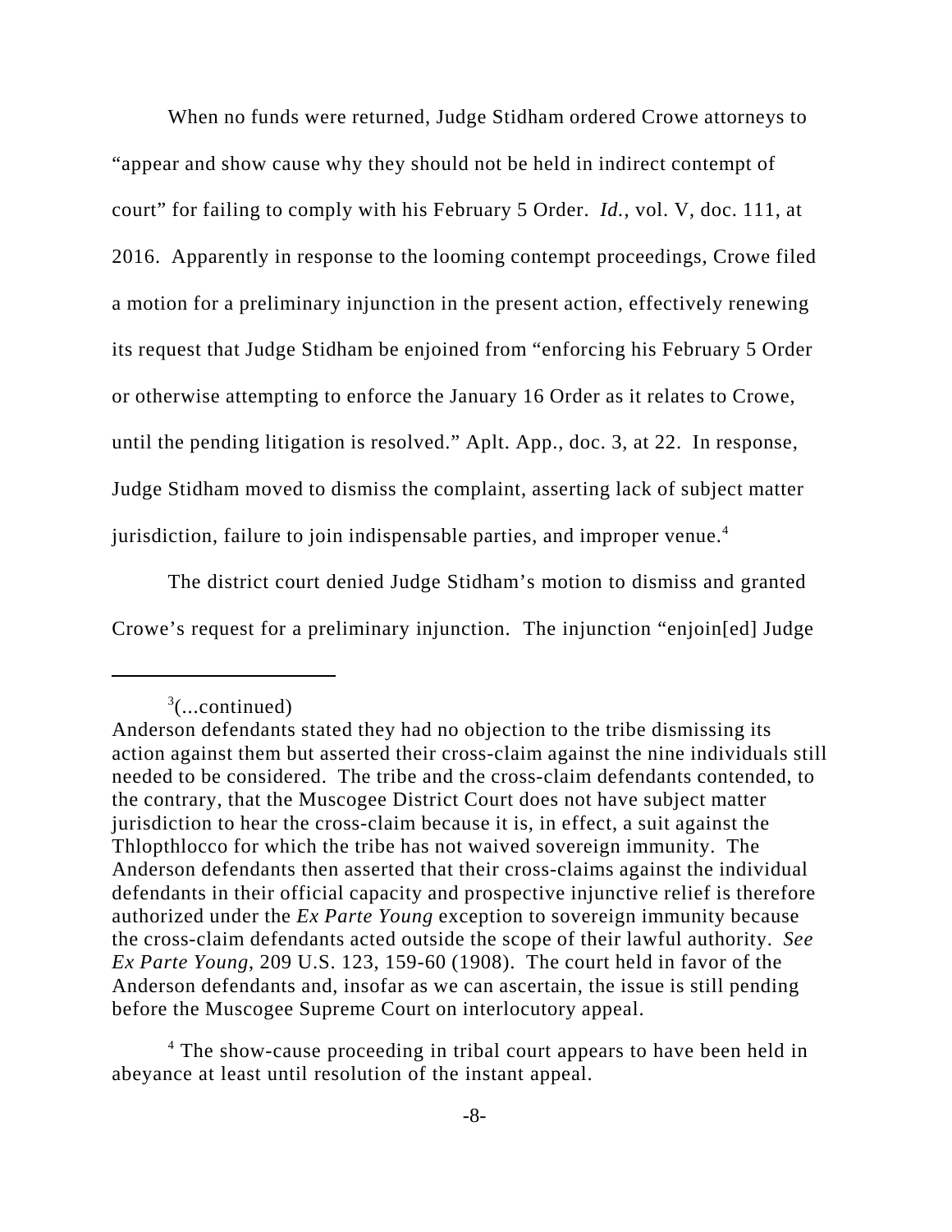When no funds were returned, Judge Stidham ordered Crowe attorneys to "appear and show cause why they should not be held in indirect contempt of court" for failing to comply with his February 5 Order. *Id.*, vol. V, doc. 111, at 2016. Apparently in response to the looming contempt proceedings, Crowe filed a motion for a preliminary injunction in the present action, effectively renewing its request that Judge Stidham be enjoined from "enforcing his February 5 Order or otherwise attempting to enforce the January 16 Order as it relates to Crowe, until the pending litigation is resolved." Aplt. App., doc. 3, at 22. In response, Judge Stidham moved to dismiss the complaint, asserting lack of subject matter jurisdiction, failure to join indispensable parties, and improper venue.[4]

The district court denied Judge Stidham's motion to dismiss and granted Crowe's request for a preliminary injunction. The injunction "enjoin[ed] Judge

---

[3](...continued)
Anderson defendants stated they had no objection to the tribe dismissing its action against them but asserted their cross-claim against the nine individuals still needed to be considered. The tribe and the cross-claim defendants contended, to the contrary, that the Muscogee District Court does not have subject matter jurisdiction to hear the cross-claim because it is, in effect, a suit against the Thlopthlocco for which the tribe has not waived sovereign immunity. The Anderson defendants then asserted that their cross-claims against the individual defendants in their official capacity and prospective injunctive relief is therefore authorized under the *Ex Parte Young* exception to sovereign immunity because the cross-claim defendants acted outside the scope of their lawful authority. *See Ex Parte Young*, 209 U.S. 123, 159-60 (1908). The court held in favor of the Anderson defendants and, insofar as we can ascertain, the issue is still pending before the Muscogee Supreme Court on interlocutory appeal.

[4] The show-cause proceeding in tribal court appears to have been held in abeyance at least until resolution of the instant appeal.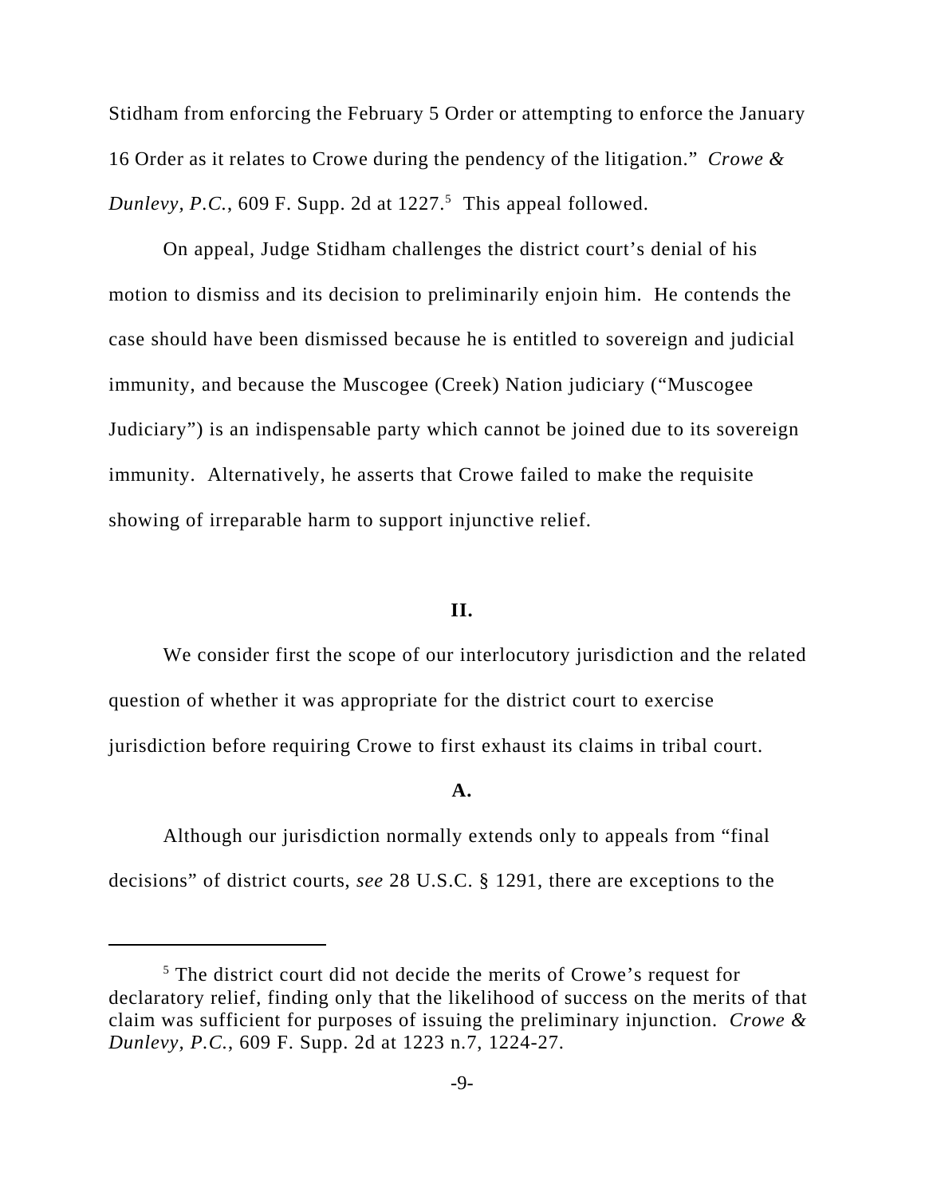Stidham from enforcing the February 5 Order or attempting to enforce the January 16 Order as it relates to Crowe during the pendency of the litigation." *Crowe & Dunlevy, P.C.*, 609 F. Supp. 2d at 1227.[5] This appeal followed.

On appeal, Judge Stidham challenges the district court's denial of his motion to dismiss and its decision to preliminarily enjoin him. He contends the case should have been dismissed because he is entitled to sovereign and judicial immunity, and because the Muscogee (Creek) Nation judiciary ("Muscogee Judiciary") is an indispensable party which cannot be joined due to its sovereign immunity. Alternatively, he asserts that Crowe failed to make the requisite showing of irreparable harm to support injunctive relief.

## II.

We consider first the scope of our interlocutory jurisdiction and the related question of whether it was appropriate for the district court to exercise jurisdiction before requiring Crowe to first exhaust its claims in tribal court.

### A.

Although our jurisdiction normally extends only to appeals from "final decisions" of district courts, *see* 28 U.S.C. § 1291, there are exceptions to the

---

[5] The district court did not decide the merits of Crowe's request for declaratory relief, finding only that the likelihood of success on the merits of that claim was sufficient for purposes of issuing the preliminary injunction. *Crowe & Dunlevy, P.C.*, 609 F. Supp. 2d at 1223 n.7, 1224-27.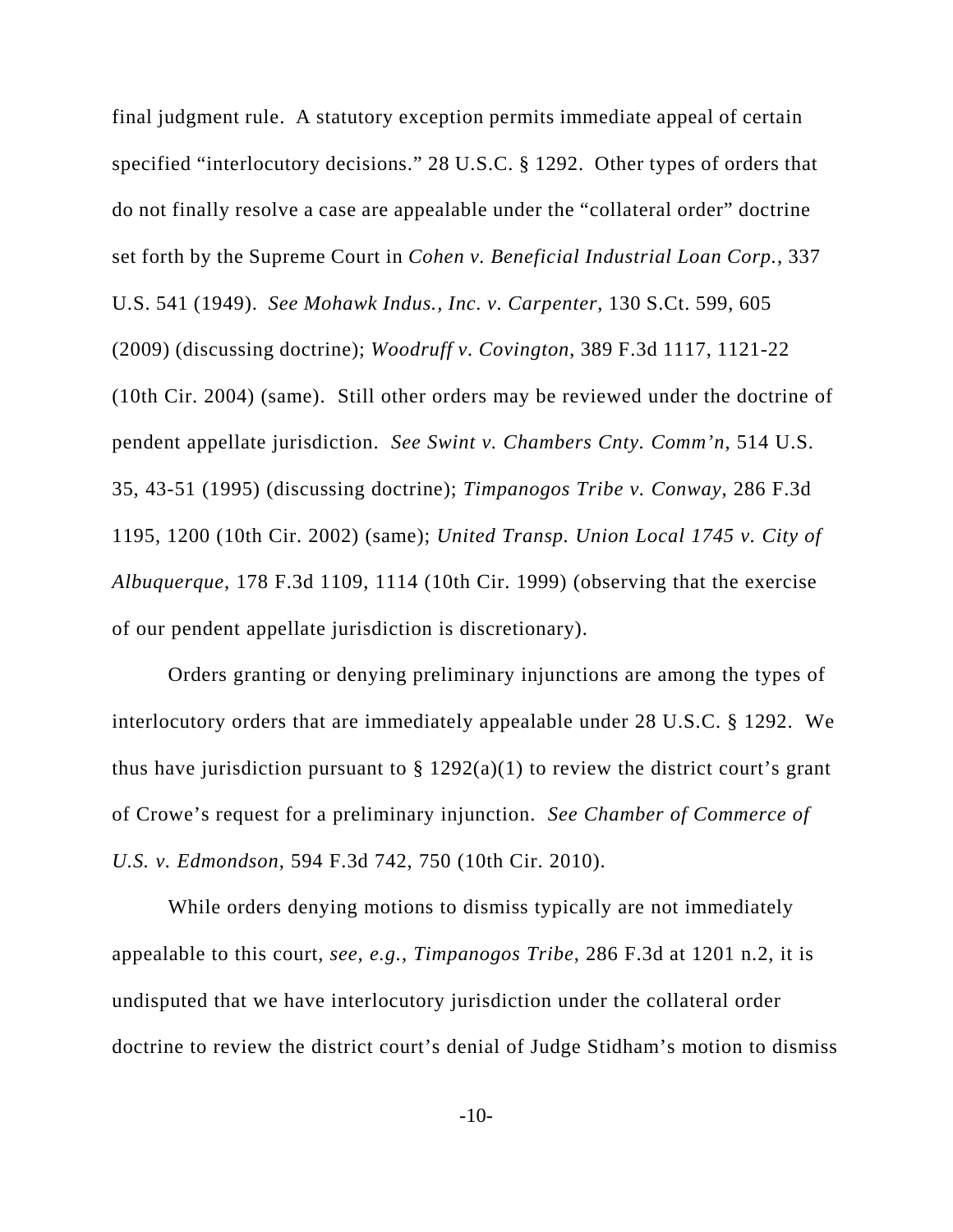final judgment rule. A statutory exception permits immediate appeal of certain specified "interlocutory decisions." 28 U.S.C. § 1292. Other types of orders that do not finally resolve a case are appealable under the "collateral order" doctrine set forth by the Supreme Court in *Cohen v. Beneficial Industrial Loan Corp.*, 337 U.S. 541 (1949). *See Mohawk Indus., Inc. v. Carpenter*, 130 S.Ct. 599, 605 (2009) (discussing doctrine); *Woodruff v. Covington*, 389 F.3d 1117, 1121-22 (10th Cir. 2004) (same). Still other orders may be reviewed under the doctrine of pendent appellate jurisdiction. *See Swint v. Chambers Cnty. Comm'n*, 514 U.S. 35, 43-51 (1995) (discussing doctrine); *Timpanogos Tribe v. Conway*, 286 F.3d 1195, 1200 (10th Cir. 2002) (same); *United Transp. Union Local 1745 v. City of Albuquerque*, 178 F.3d 1109, 1114 (10th Cir. 1999) (observing that the exercise of our pendent appellate jurisdiction is discretionary).

Orders granting or denying preliminary injunctions are among the types of interlocutory orders that are immediately appealable under 28 U.S.C. § 1292. We thus have jurisdiction pursuant to § 1292(a)(1) to review the district court's grant of Crowe's request for a preliminary injunction. *See Chamber of Commerce of U.S. v. Edmondson*, 594 F.3d 742, 750 (10th Cir. 2010).

While orders denying motions to dismiss typically are not immediately appealable to this court, *see, e.g.*, *Timpanogos Tribe*, 286 F.3d at 1201 n.2, it is undisputed that we have interlocutory jurisdiction under the collateral order doctrine to review the district court's denial of Judge Stidham's motion to dismiss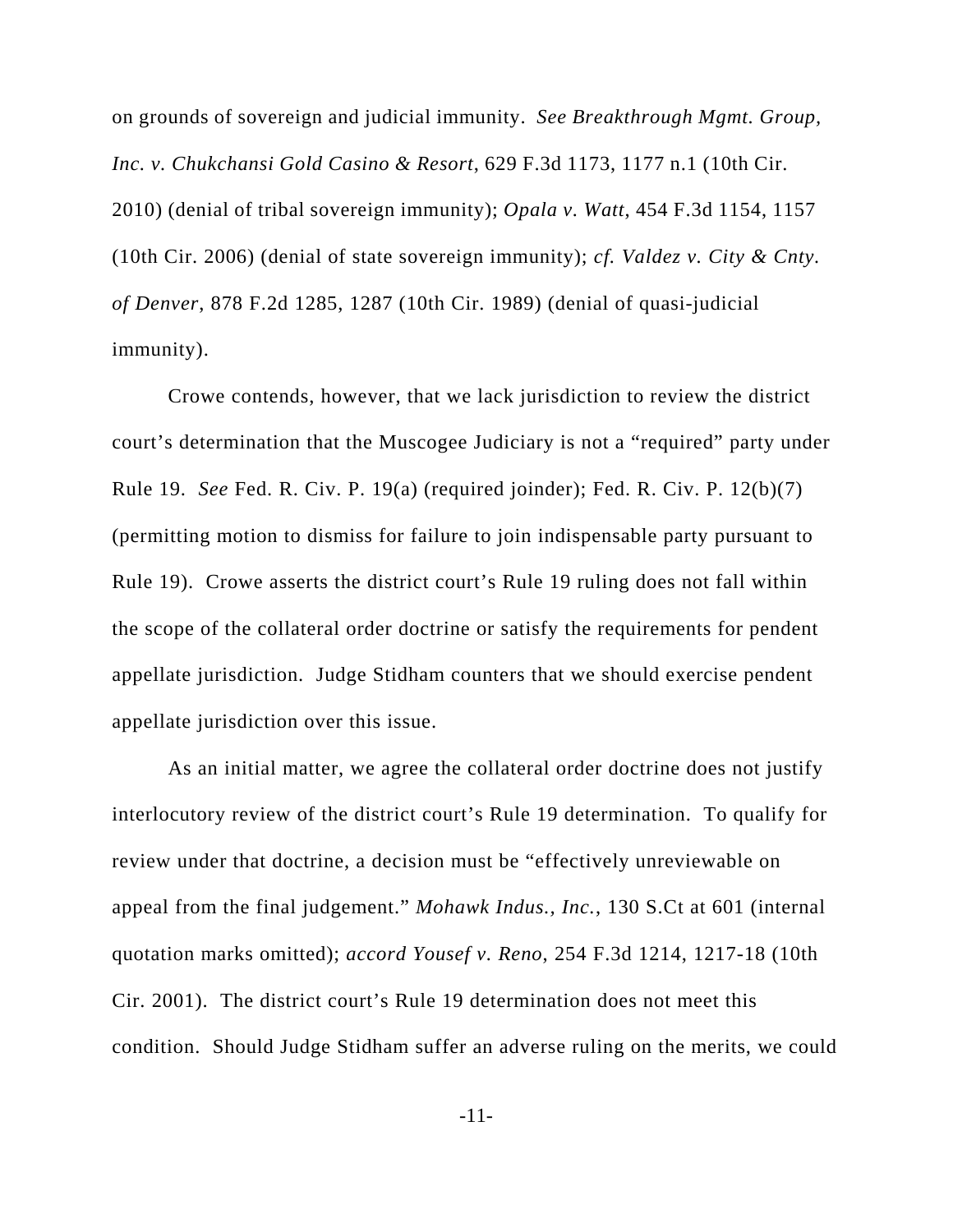on grounds of sovereign and judicial immunity. *See Breakthrough Mgmt. Group, Inc. v. Chukchansi Gold Casino & Resort*, 629 F.3d 1173, 1177 n.1 (10th Cir. 2010) (denial of tribal sovereign immunity); *Opala v. Watt*, 454 F.3d 1154, 1157 (10th Cir. 2006) (denial of state sovereign immunity); *cf. Valdez v. City & Cnty. of Denver*, 878 F.2d 1285, 1287 (10th Cir. 1989) (denial of quasi-judicial immunity).

Crowe contends, however, that we lack jurisdiction to review the district court's determination that the Muscogee Judiciary is not a "required" party under Rule 19. *See* Fed. R. Civ. P. 19(a) (required joinder); Fed. R. Civ. P. 12(b)(7) (permitting motion to dismiss for failure to join indispensable party pursuant to Rule 19). Crowe asserts the district court's Rule 19 ruling does not fall within the scope of the collateral order doctrine or satisfy the requirements for pendent appellate jurisdiction. Judge Stidham counters that we should exercise pendent appellate jurisdiction over this issue.

As an initial matter, we agree the collateral order doctrine does not justify interlocutory review of the district court's Rule 19 determination. To qualify for review under that doctrine, a decision must be "effectively unreviewable on appeal from the final judgement." *Mohawk Indus., Inc.*, 130 S.Ct at 601 (internal quotation marks omitted); *accord Yousef v. Reno*, 254 F.3d 1214, 1217-18 (10th Cir. 2001). The district court's Rule 19 determination does not meet this condition. Should Judge Stidham suffer an adverse ruling on the merits, we could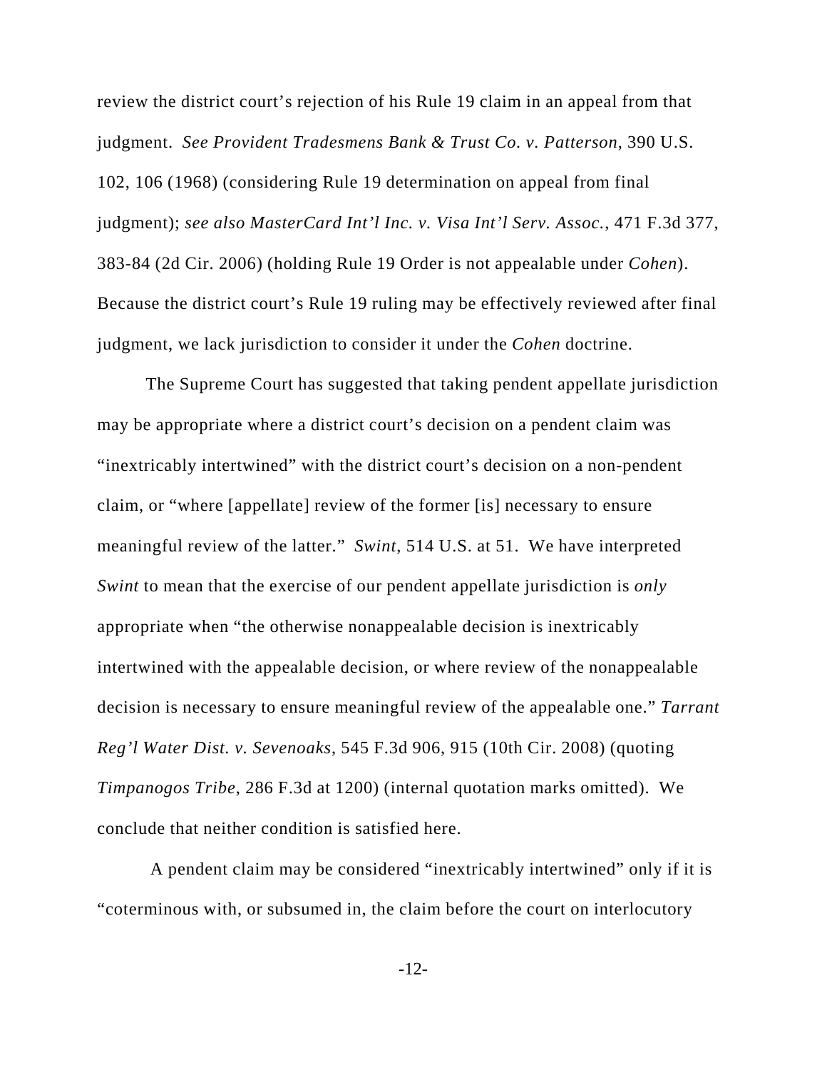review the district court's rejection of his Rule 19 claim in an appeal from that judgment. *See Provident Tradesmens Bank & Trust Co. v. Patterson*, 390 U.S. 102, 106 (1968) (considering Rule 19 determination on appeal from final judgment); *see also MasterCard Int'l Inc. v. Visa Int'l Serv. Assoc.*, 471 F.3d 377, 383-84 (2d Cir. 2006) (holding Rule 19 Order is not appealable under *Cohen*). Because the district court's Rule 19 ruling may be effectively reviewed after final judgment, we lack jurisdiction to consider it under the *Cohen* doctrine.

The Supreme Court has suggested that taking pendent appellate jurisdiction may be appropriate where a district court's decision on a pendent claim was "inextricably intertwined" with the district court's decision on a non-pendent claim, or "where [appellate] review of the former [is] necessary to ensure meaningful review of the latter." *Swint*, 514 U.S. at 51. We have interpreted *Swint* to mean that the exercise of our pendent appellate jurisdiction is *only* appropriate when "the otherwise nonappealable decision is inextricably intertwined with the appealable decision, or where review of the nonappealable decision is necessary to ensure meaningful review of the appealable one." *Tarrant Reg'l Water Dist. v. Sevenoaks*, 545 F.3d 906, 915 (10th Cir. 2008) (quoting *Timpanogos Tribe*, 286 F.3d at 1200) (internal quotation marks omitted). We conclude that neither condition is satisfied here.

A pendent claim may be considered "inextricably intertwined" only if it is "coterminous with, or subsumed in, the claim before the court on interlocutory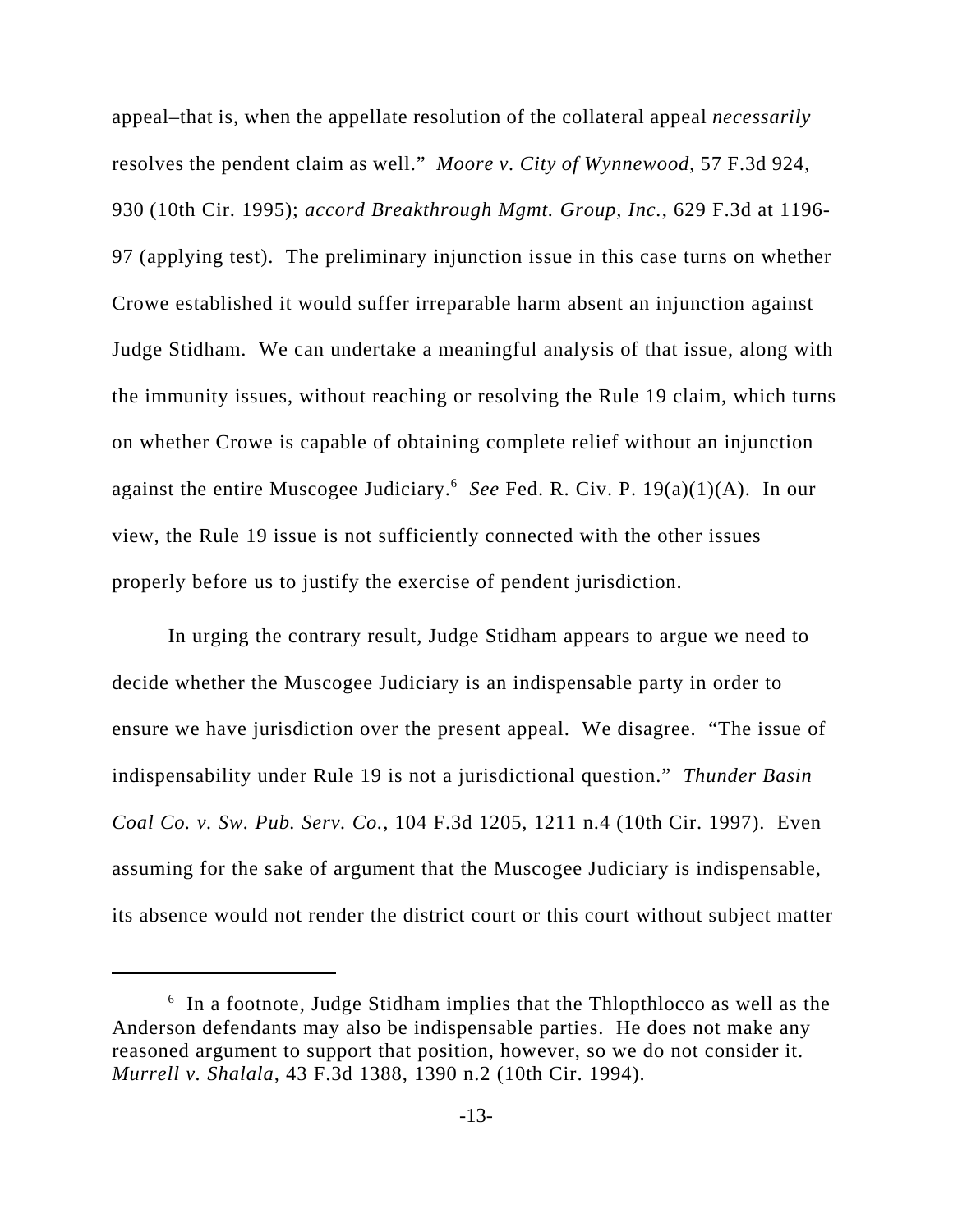appeal–that is, when the appellate resolution of the collateral appeal *necessarily* resolves the pendent claim as well." *Moore v. City of Wynnewood*, 57 F.3d 924, 930 (10th Cir. 1995); *accord Breakthrough Mgmt. Group, Inc.*, 629 F.3d at 1196-97 (applying test). The preliminary injunction issue in this case turns on whether Crowe established it would suffer irreparable harm absent an injunction against Judge Stidham. We can undertake a meaningful analysis of that issue, along with the immunity issues, without reaching or resolving the Rule 19 claim, which turns on whether Crowe is capable of obtaining complete relief without an injunction against the entire Muscogee Judiciary.[6] *See* Fed. R. Civ. P. 19(a)(1)(A). In our view, the Rule 19 issue is not sufficiently connected with the other issues properly before us to justify the exercise of pendent jurisdiction.

In urging the contrary result, Judge Stidham appears to argue we need to decide whether the Muscogee Judiciary is an indispensable party in order to ensure we have jurisdiction over the present appeal. We disagree. "The issue of indispensability under Rule 19 is not a jurisdictional question." *Thunder Basin Coal Co. v. Sw. Pub. Serv. Co.*, 104 F.3d 1205, 1211 n.4 (10th Cir. 1997). Even assuming for the sake of argument that the Muscogee Judiciary is indispensable, its absence would not render the district court or this court without subject matter

---

[6] In a footnote, Judge Stidham implies that the Thlopthlocco as well as the Anderson defendants may also be indispensable parties. He does not make any reasoned argument to support that position, however, so we do not consider it. *Murrell v. Shalala*, 43 F.3d 1388, 1390 n.2 (10th Cir. 1994).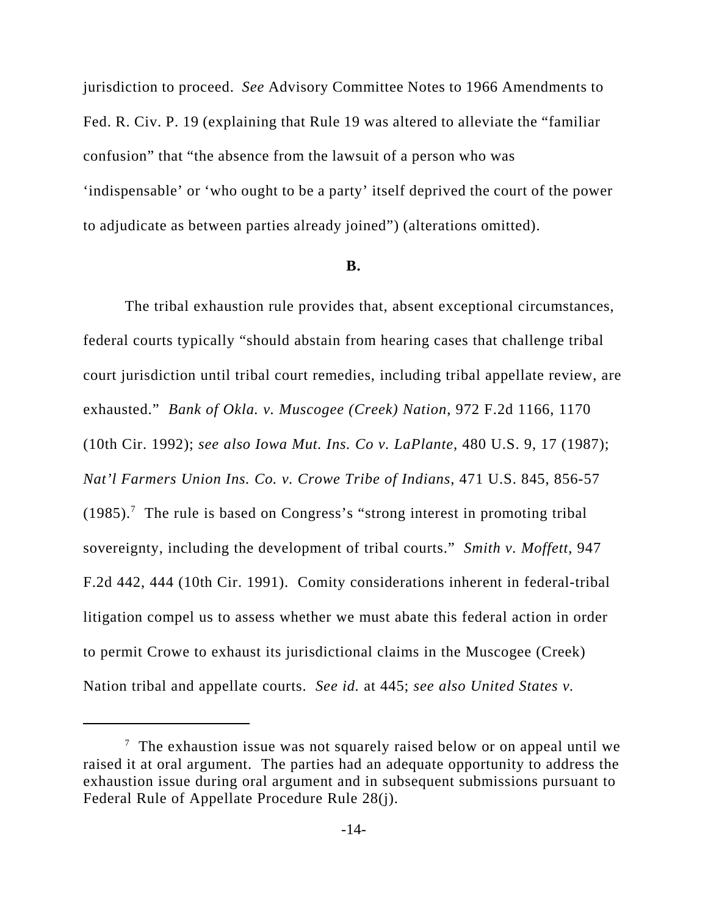jurisdiction to proceed. *See* Advisory Committee Notes to 1966 Amendments to Fed. R. Civ. P. 19 (explaining that Rule 19 was altered to alleviate the "familiar confusion" that "the absence from the lawsuit of a person who was 'indispensable' or 'who ought to be a party' itself deprived the court of the power to adjudicate as between parties already joined") (alterations omitted).

**B.**

The tribal exhaustion rule provides that, absent exceptional circumstances, federal courts typically "should abstain from hearing cases that challenge tribal court jurisdiction until tribal court remedies, including tribal appellate review, are exhausted." *Bank of Okla. v. Muscogee (Creek) Nation*, 972 F.2d 1166, 1170 (10th Cir. 1992); *see also Iowa Mut. Ins. Co v. LaPlante*, 480 U.S. 9, 17 (1987); *Nat'l Farmers Union Ins. Co. v. Crowe Tribe of Indians*, 471 U.S. 845, 856-57 (1985).[7] The rule is based on Congress's "strong interest in promoting tribal sovereignty, including the development of tribal courts." *Smith v. Moffett*, 947 F.2d 442, 444 (10th Cir. 1991). Comity considerations inherent in federal-tribal litigation compel us to assess whether we must abate this federal action in order to permit Crowe to exhaust its jurisdictional claims in the Muscogee (Creek) Nation tribal and appellate courts. *See id.* at 445; *see also United States v.*

[7] The exhaustion issue was not squarely raised below or on appeal until we raised it at oral argument. The parties had an adequate opportunity to address the exhaustion issue during oral argument and in subsequent submissions pursuant to Federal Rule of Appellate Procedure Rule 28(j).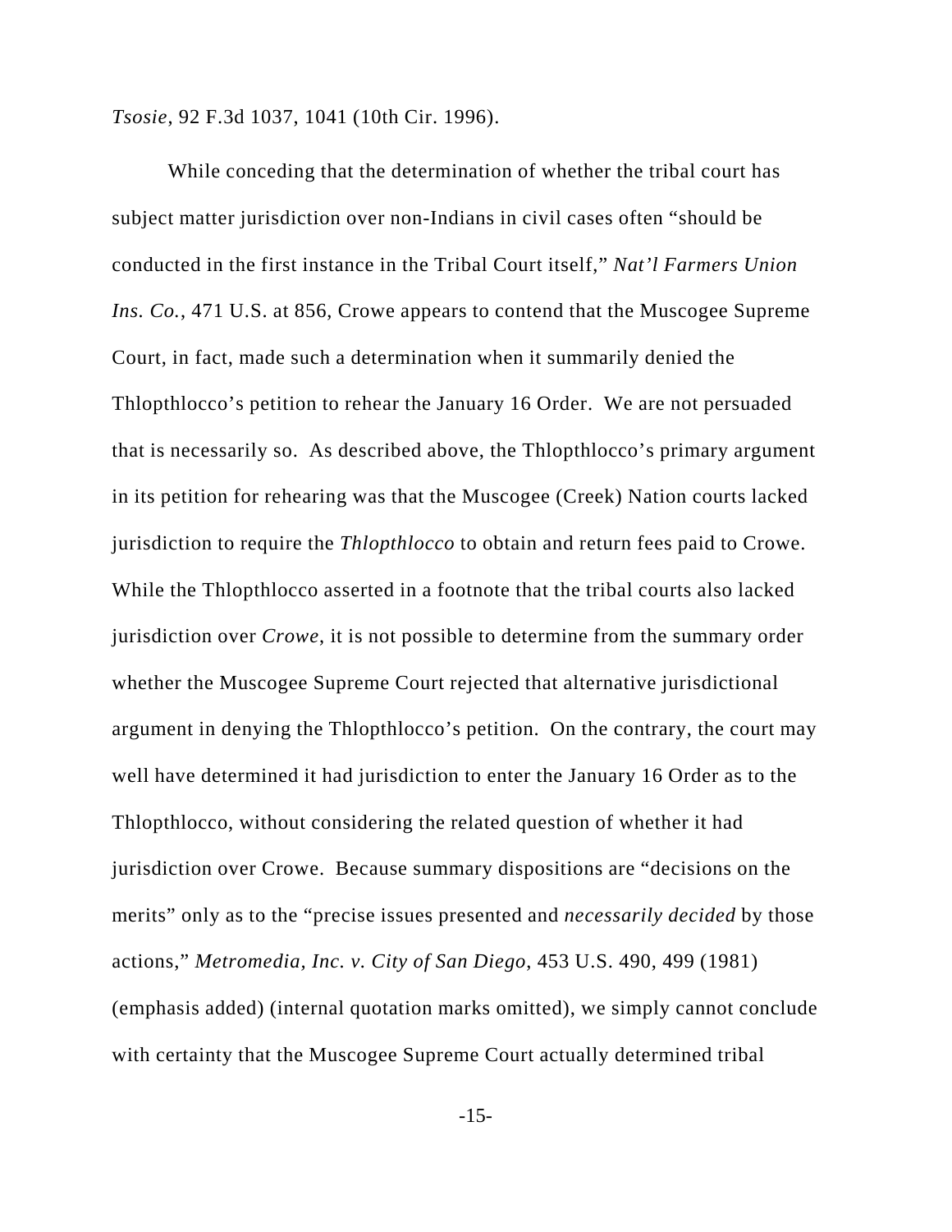*Tsosie*, 92 F.3d 1037, 1041 (10th Cir. 1996).

While conceding that the determination of whether the tribal court has subject matter jurisdiction over non-Indians in civil cases often "should be conducted in the first instance in the Tribal Court itself," *Nat'l Farmers Union Ins. Co.*, 471 U.S. at 856, Crowe appears to contend that the Muscogee Supreme Court, in fact, made such a determination when it summarily denied the Thlopthlocco's petition to rehear the January 16 Order. We are not persuaded that is necessarily so. As described above, the Thlopthlocco's primary argument in its petition for rehearing was that the Muscogee (Creek) Nation courts lacked jurisdiction to require the *Thlopthlocco* to obtain and return fees paid to Crowe. While the Thlopthlocco asserted in a footnote that the tribal courts also lacked jurisdiction over *Crowe*, it is not possible to determine from the summary order whether the Muscogee Supreme Court rejected that alternative jurisdictional argument in denying the Thlopthlocco's petition. On the contrary, the court may well have determined it had jurisdiction to enter the January 16 Order as to the Thlopthlocco, without considering the related question of whether it had jurisdiction over Crowe. Because summary dispositions are "decisions on the merits" only as to the "precise issues presented and *necessarily decided* by those actions," *Metromedia, Inc. v. City of San Diego*, 453 U.S. 490, 499 (1981) (emphasis added) (internal quotation marks omitted), we simply cannot conclude with certainty that the Muscogee Supreme Court actually determined tribal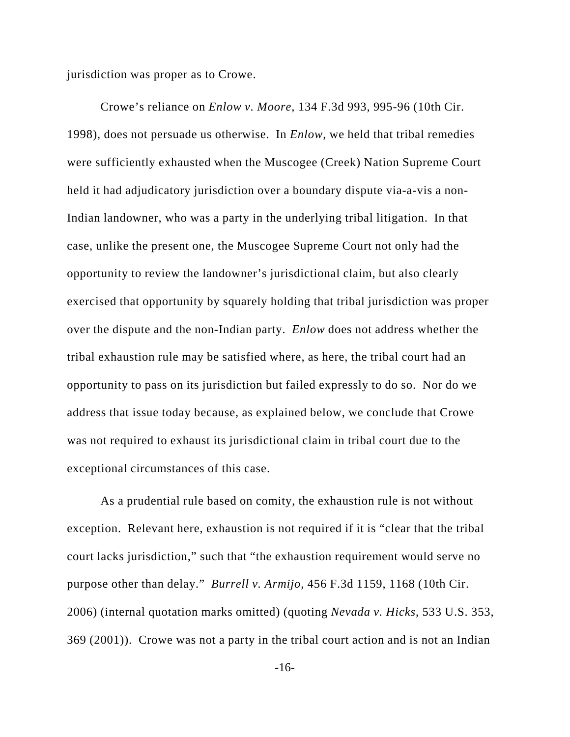jurisdiction was proper as to Crowe.

Crowe's reliance on *Enlow v. Moore*, 134 F.3d 993, 995-96 (10th Cir. 1998), does not persuade us otherwise. In *Enlow*, we held that tribal remedies were sufficiently exhausted when the Muscogee (Creek) Nation Supreme Court held it had adjudicatory jurisdiction over a boundary dispute via-a-vis a non-Indian landowner, who was a party in the underlying tribal litigation. In that case, unlike the present one, the Muscogee Supreme Court not only had the opportunity to review the landowner's jurisdictional claim, but also clearly exercised that opportunity by squarely holding that tribal jurisdiction was proper over the dispute and the non-Indian party. *Enlow* does not address whether the tribal exhaustion rule may be satisfied where, as here, the tribal court had an opportunity to pass on its jurisdiction but failed expressly to do so. Nor do we address that issue today because, as explained below, we conclude that Crowe was not required to exhaust its jurisdictional claim in tribal court due to the exceptional circumstances of this case.

As a prudential rule based on comity, the exhaustion rule is not without exception. Relevant here, exhaustion is not required if it is "clear that the tribal court lacks jurisdiction," such that "the exhaustion requirement would serve no purpose other than delay." *Burrell v. Armijo*, 456 F.3d 1159, 1168 (10th Cir. 2006) (internal quotation marks omitted) (quoting *Nevada v. Hicks*, 533 U.S. 353, 369 (2001)). Crowe was not a party in the tribal court action and is not an Indian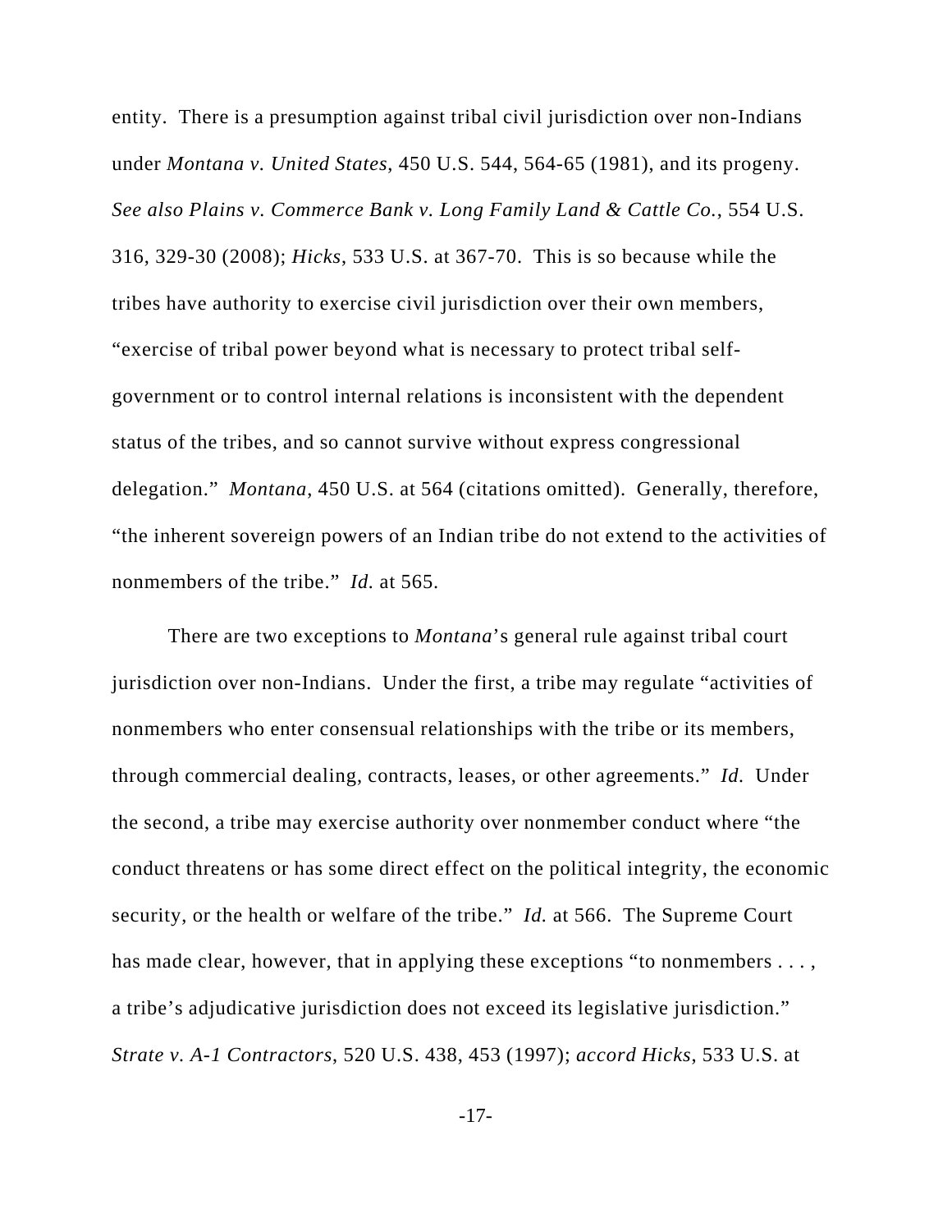entity. There is a presumption against tribal civil jurisdiction over non-Indians under *Montana v. United States*, 450 U.S. 544, 564-65 (1981), and its progeny. *See also Plains v. Commerce Bank v. Long Family Land & Cattle Co.*, 554 U.S. 316, 329-30 (2008); *Hicks*, 533 U.S. at 367-70. This is so because while the tribes have authority to exercise civil jurisdiction over their own members, "exercise of tribal power beyond what is necessary to protect tribal self-government or to control internal relations is inconsistent with the dependent status of the tribes, and so cannot survive without express congressional delegation." *Montana*, 450 U.S. at 564 (citations omitted). Generally, therefore, "the inherent sovereign powers of an Indian tribe do not extend to the activities of nonmembers of the tribe." *Id.* at 565.

There are two exceptions to *Montana*'s general rule against tribal court jurisdiction over non-Indians. Under the first, a tribe may regulate "activities of nonmembers who enter consensual relationships with the tribe or its members, through commercial dealing, contracts, leases, or other agreements." *Id.* Under the second, a tribe may exercise authority over nonmember conduct where "the conduct threatens or has some direct effect on the political integrity, the economic security, or the health or welfare of the tribe." *Id.* at 566. The Supreme Court has made clear, however, that in applying these exceptions "to nonmembers . . . , a tribe's adjudicative jurisdiction does not exceed its legislative jurisdiction." *Strate v. A-1 Contractors*, 520 U.S. 438, 453 (1997); *accord Hicks*, 533 U.S. at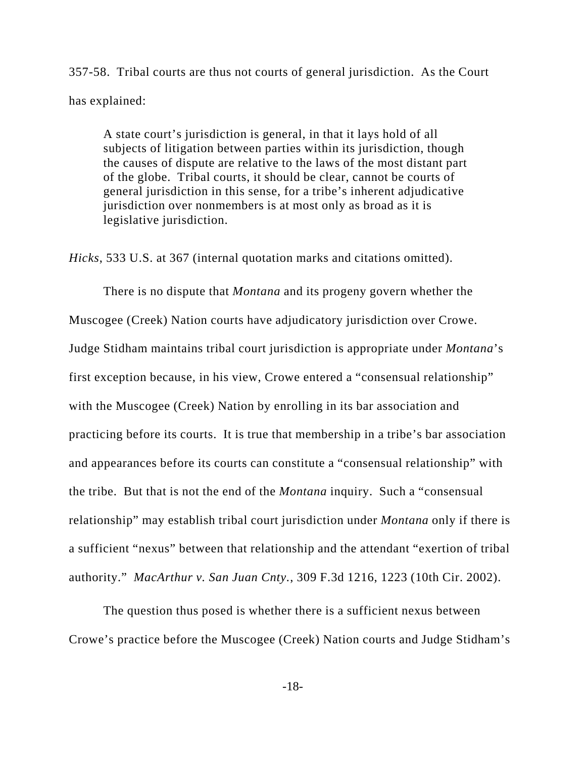357-58. Tribal courts are thus not courts of general jurisdiction. As the Court has explained:

> A state court's jurisdiction is general, in that it lays hold of all subjects of litigation between parties within its jurisdiction, though the causes of dispute are relative to the laws of the most distant part of the globe. Tribal courts, it should be clear, cannot be courts of general jurisdiction in this sense, for a tribe's inherent adjudicative jurisdiction over nonmembers is at most only as broad as it is legislative jurisdiction.

*Hicks*, 533 U.S. at 367 (internal quotation marks and citations omitted).

There is no dispute that *Montana* and its progeny govern whether the Muscogee (Creek) Nation courts have adjudicatory jurisdiction over Crowe. Judge Stidham maintains tribal court jurisdiction is appropriate under *Montana*'s first exception because, in his view, Crowe entered a "consensual relationship" with the Muscogee (Creek) Nation by enrolling in its bar association and practicing before its courts. It is true that membership in a tribe's bar association and appearances before its courts can constitute a "consensual relationship" with the tribe. But that is not the end of the *Montana* inquiry. Such a "consensual relationship" may establish tribal court jurisdiction under *Montana* only if there is a sufficient "nexus" between that relationship and the attendant "exertion of tribal authority." *MacArthur v. San Juan Cnty.*, 309 F.3d 1216, 1223 (10th Cir. 2002).

The question thus posed is whether there is a sufficient nexus between Crowe's practice before the Muscogee (Creek) Nation courts and Judge Stidham's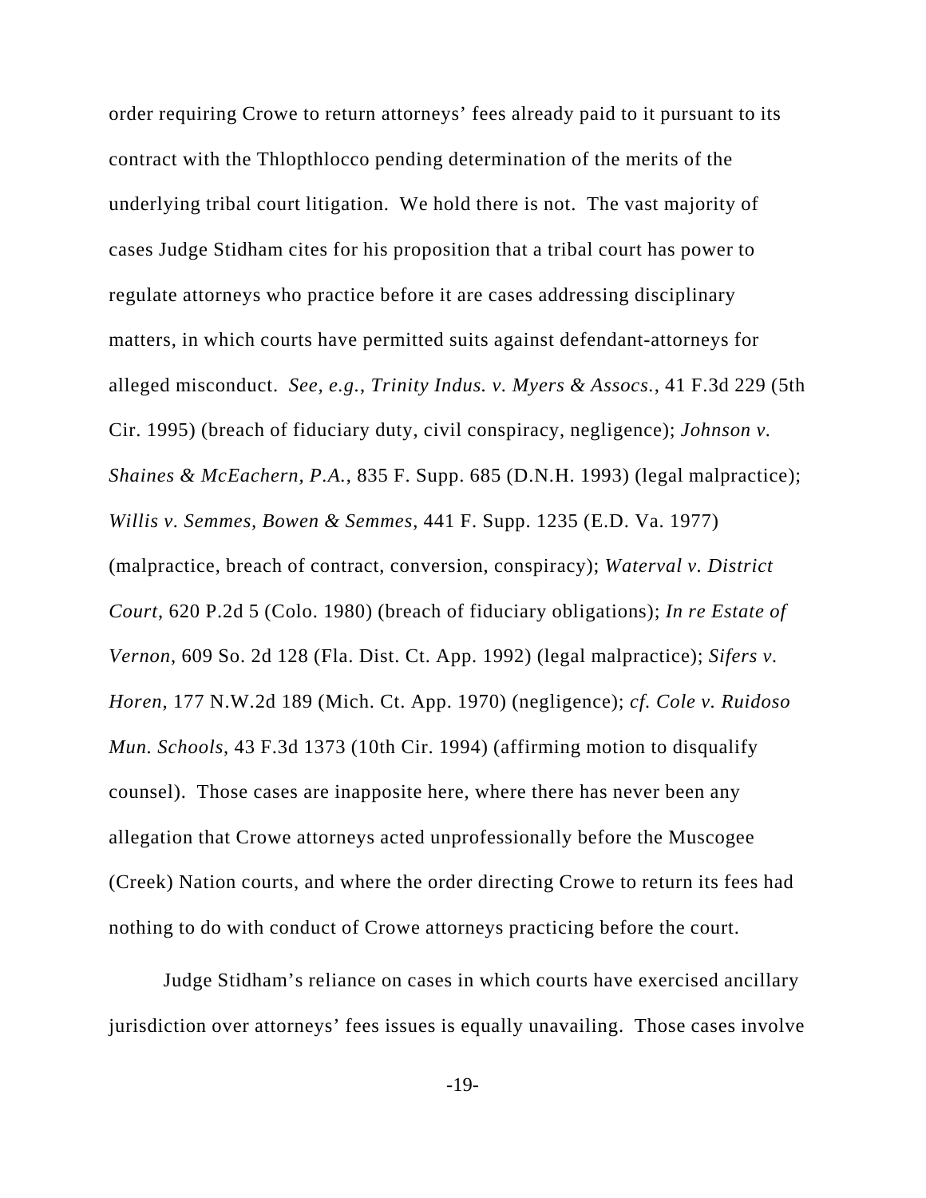order requiring Crowe to return attorneys' fees already paid to it pursuant to its contract with the Thlopthlocco pending determination of the merits of the underlying tribal court litigation. We hold there is not. The vast majority of cases Judge Stidham cites for his proposition that a tribal court has power to regulate attorneys who practice before it are cases addressing disciplinary matters, in which courts have permitted suits against defendant-attorneys for alleged misconduct. *See, e.g.*, *Trinity Indus. v. Myers & Assocs.*, 41 F.3d 229 (5th Cir. 1995) (breach of fiduciary duty, civil conspiracy, negligence); *Johnson v. Shaines & McEachern, P.A.*, 835 F. Supp. 685 (D.N.H. 1993) (legal malpractice); *Willis v. Semmes, Bowen & Semmes*, 441 F. Supp. 1235 (E.D. Va. 1977) (malpractice, breach of contract, conversion, conspiracy); *Waterval v. District Court*, 620 P.2d 5 (Colo. 1980) (breach of fiduciary obligations); *In re Estate of Vernon*, 609 So. 2d 128 (Fla. Dist. Ct. App. 1992) (legal malpractice); *Sifers v. Horen*, 177 N.W.2d 189 (Mich. Ct. App. 1970) (negligence); *cf. Cole v. Ruidoso Mun. Schools*, 43 F.3d 1373 (10th Cir. 1994) (affirming motion to disqualify counsel). Those cases are inapposite here, where there has never been any allegation that Crowe attorneys acted unprofessionally before the Muscogee (Creek) Nation courts, and where the order directing Crowe to return its fees had nothing to do with conduct of Crowe attorneys practicing before the court.

Judge Stidham's reliance on cases in which courts have exercised ancillary jurisdiction over attorneys' fees issues is equally unavailing. Those cases involve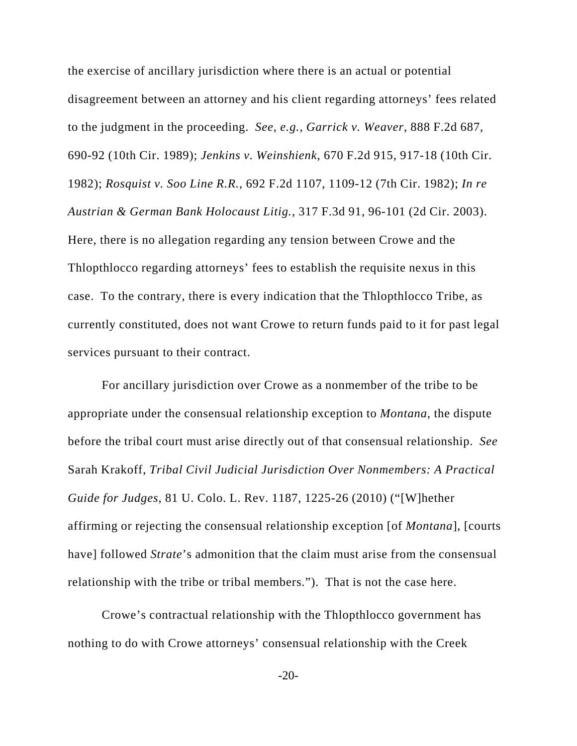the exercise of ancillary jurisdiction where there is an actual or potential disagreement between an attorney and his client regarding attorneys' fees related to the judgment in the proceeding. *See, e.g.*, *Garrick v. Weaver*, 888 F.2d 687, 690-92 (10th Cir. 1989); *Jenkins v. Weinshienk*, 670 F.2d 915, 917-18 (10th Cir. 1982); *Rosquist v. Soo Line R.R.*, 692 F.2d 1107, 1109-12 (7th Cir. 1982); *In re Austrian & German Bank Holocaust Litig.*, 317 F.3d 91, 96-101 (2d Cir. 2003). Here, there is no allegation regarding any tension between Crowe and the Thlopthlocco regarding attorneys' fees to establish the requisite nexus in this case. To the contrary, there is every indication that the Thlopthlocco Tribe, as currently constituted, does not want Crowe to return funds paid to it for past legal services pursuant to their contract.

For ancillary jurisdiction over Crowe as a nonmember of the tribe to be appropriate under the consensual relationship exception to *Montana*, the dispute before the tribal court must arise directly out of that consensual relationship. *See* Sarah Krakoff, *Tribal Civil Judicial Jurisdiction Over Nonmembers: A Practical Guide for Judges*, 81 U. Colo. L. Rev. 1187, 1225-26 (2010) ("[W]hether affirming or rejecting the consensual relationship exception [of *Montana*], [courts have] followed *Strate*'s admonition that the claim must arise from the consensual relationship with the tribe or tribal members."). That is not the case here.

Crowe's contractual relationship with the Thlopthlocco government has nothing to do with Crowe attorneys' consensual relationship with the Creek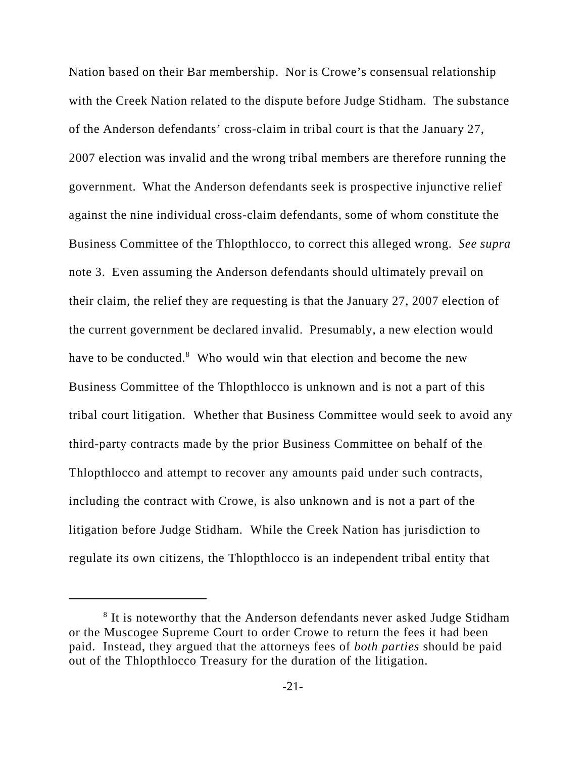Nation based on their Bar membership. Nor is Crowe's consensual relationship with the Creek Nation related to the dispute before Judge Stidham. The substance of the Anderson defendants' cross-claim in tribal court is that the January 27, 2007 election was invalid and the wrong tribal members are therefore running the government. What the Anderson defendants seek is prospective injunctive relief against the nine individual cross-claim defendants, some of whom constitute the Business Committee of the Thlopthlocco, to correct this alleged wrong. *See supra* note 3. Even assuming the Anderson defendants should ultimately prevail on their claim, the relief they are requesting is that the January 27, 2007 election of the current government be declared invalid. Presumably, a new election would have to be conducted.[8] Who would win that election and become the new Business Committee of the Thlopthlocco is unknown and is not a part of this tribal court litigation. Whether that Business Committee would seek to avoid any third-party contracts made by the prior Business Committee on behalf of the Thlopthlocco and attempt to recover any amounts paid under such contracts, including the contract with Crowe, is also unknown and is not a part of the litigation before Judge Stidham. While the Creek Nation has jurisdiction to regulate its own citizens, the Thlopthlocco is an independent tribal entity that

[8] It is noteworthy that the Anderson defendants never asked Judge Stidham or the Muscogee Supreme Court to order Crowe to return the fees it had been paid. Instead, they argued that the attorneys fees of *both parties* should be paid out of the Thlopthlocco Treasury for the duration of the litigation.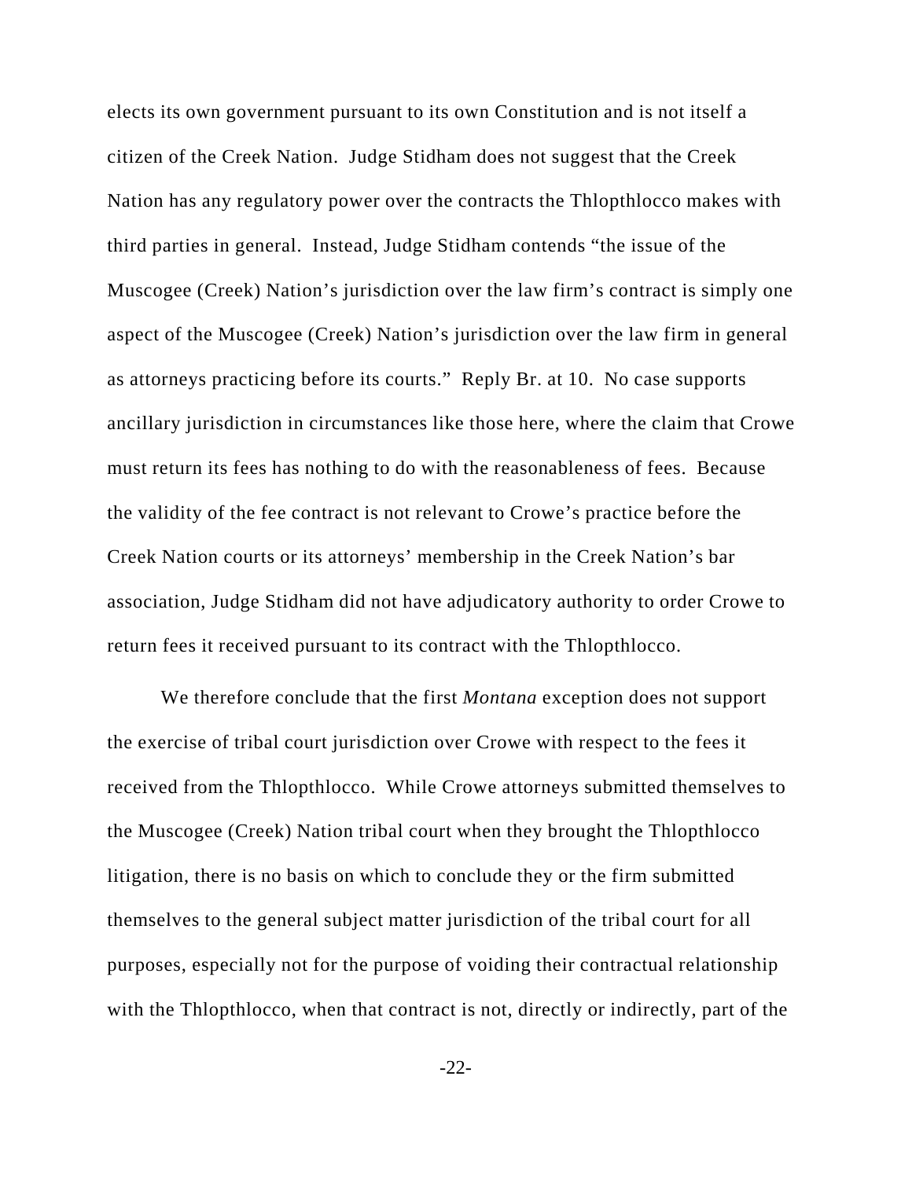elects its own government pursuant to its own Constitution and is not itself a citizen of the Creek Nation. Judge Stidham does not suggest that the Creek Nation has any regulatory power over the contracts the Thlopthlocco makes with third parties in general. Instead, Judge Stidham contends "the issue of the Muscogee (Creek) Nation's jurisdiction over the law firm's contract is simply one aspect of the Muscogee (Creek) Nation's jurisdiction over the law firm in general as attorneys practicing before its courts." Reply Br. at 10. No case supports ancillary jurisdiction in circumstances like those here, where the claim that Crowe must return its fees has nothing to do with the reasonableness of fees. Because the validity of the fee contract is not relevant to Crowe's practice before the Creek Nation courts or its attorneys' membership in the Creek Nation's bar association, Judge Stidham did not have adjudicatory authority to order Crowe to return fees it received pursuant to its contract with the Thlopthlocco.

We therefore conclude that the first *Montana* exception does not support the exercise of tribal court jurisdiction over Crowe with respect to the fees it received from the Thlopthlocco. While Crowe attorneys submitted themselves to the Muscogee (Creek) Nation tribal court when they brought the Thlopthlocco litigation, there is no basis on which to conclude they or the firm submitted themselves to the general subject matter jurisdiction of the tribal court for all purposes, especially not for the purpose of voiding their contractual relationship with the Thlopthlocco, when that contract is not, directly or indirectly, part of the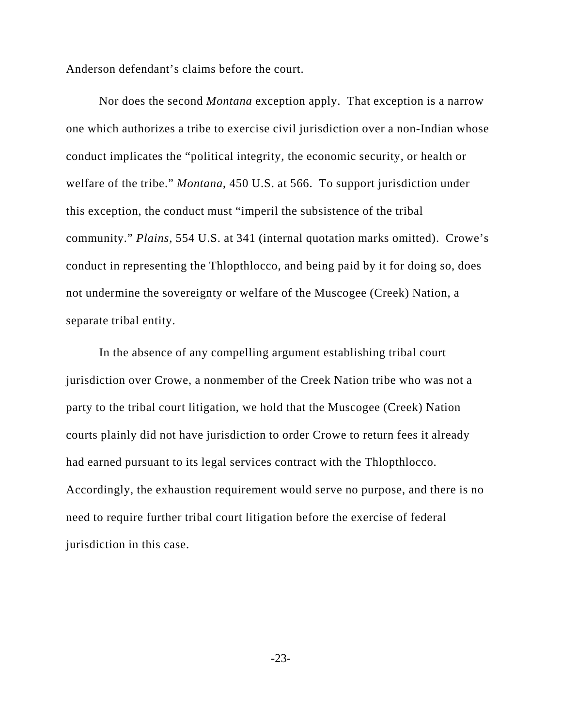Anderson defendant's claims before the court.

Nor does the second *Montana* exception apply. That exception is a narrow one which authorizes a tribe to exercise civil jurisdiction over a non-Indian whose conduct implicates the "political integrity, the economic security, or health or welfare of the tribe." *Montana*, 450 U.S. at 566. To support jurisdiction under this exception, the conduct must "imperil the subsistence of the tribal community." *Plains*, 554 U.S. at 341 (internal quotation marks omitted). Crowe's conduct in representing the Thlopthlocco, and being paid by it for doing so, does not undermine the sovereignty or welfare of the Muscogee (Creek) Nation, a separate tribal entity.

In the absence of any compelling argument establishing tribal court jurisdiction over Crowe, a nonmember of the Creek Nation tribe who was not a party to the tribal court litigation, we hold that the Muscogee (Creek) Nation courts plainly did not have jurisdiction to order Crowe to return fees it already had earned pursuant to its legal services contract with the Thlopthlocco. Accordingly, the exhaustion requirement would serve no purpose, and there is no need to require further tribal court litigation before the exercise of federal jurisdiction in this case.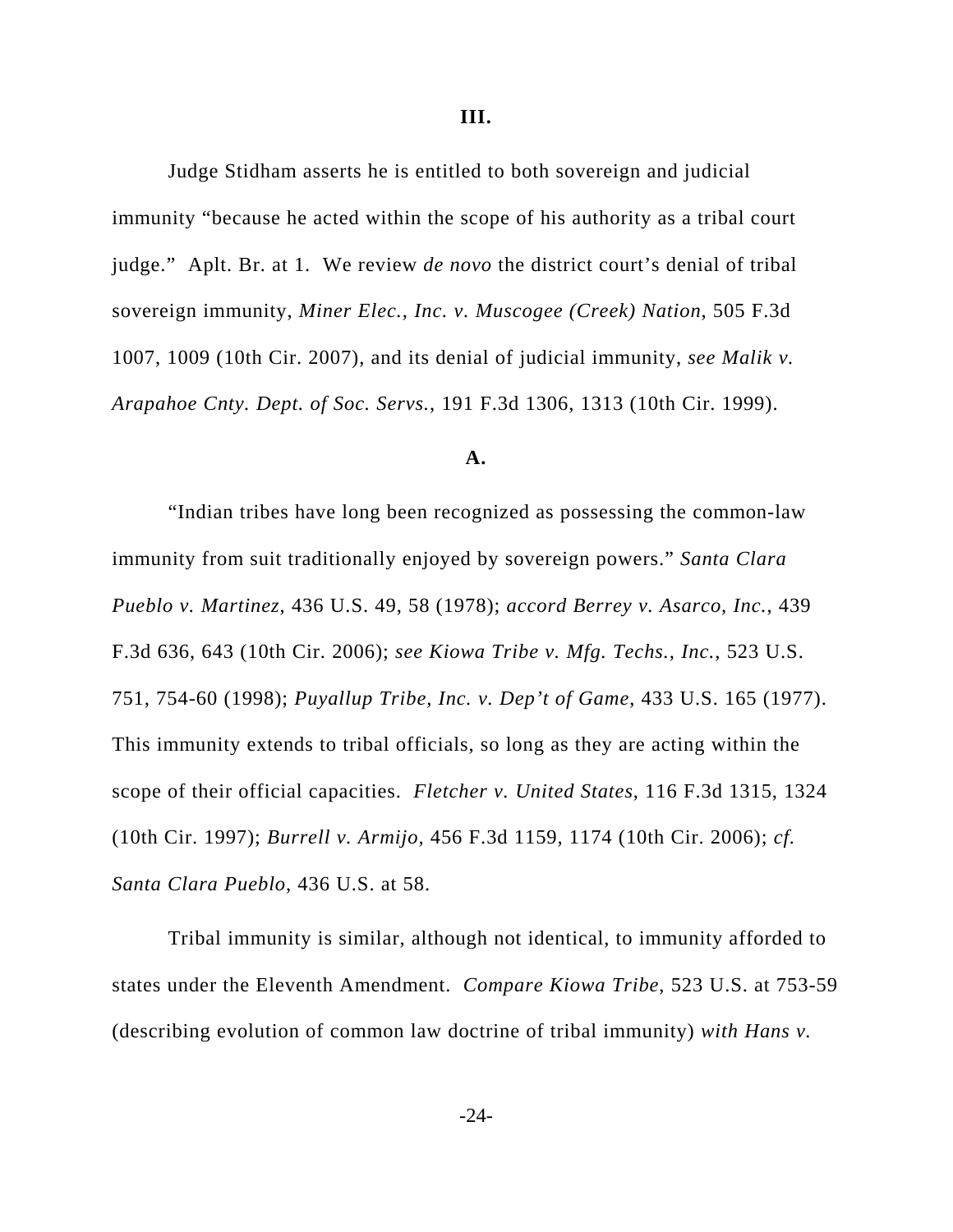**III.**

Judge Stidham asserts he is entitled to both sovereign and judicial immunity "because he acted within the scope of his authority as a tribal court judge." Aplt. Br. at 1. We review *de novo* the district court's denial of tribal sovereign immunity, *Miner Elec., Inc. v. Muscogee (Creek) Nation*, 505 F.3d 1007, 1009 (10th Cir. 2007), and its denial of judicial immunity, *see Malik v. Arapahoe Cnty. Dept. of Soc. Servs.*, 191 F.3d 1306, 1313 (10th Cir. 1999).

**A.**

"Indian tribes have long been recognized as possessing the common-law immunity from suit traditionally enjoyed by sovereign powers." *Santa Clara Pueblo v. Martinez*, 436 U.S. 49, 58 (1978); *accord Berrey v. Asarco, Inc.*, 439 F.3d 636, 643 (10th Cir. 2006); *see Kiowa Tribe v. Mfg. Techs., Inc.*, 523 U.S. 751, 754-60 (1998); *Puyallup Tribe, Inc. v. Dep't of Game*, 433 U.S. 165 (1977). This immunity extends to tribal officials, so long as they are acting within the scope of their official capacities. *Fletcher v. United States*, 116 F.3d 1315, 1324 (10th Cir. 1997); *Burrell v. Armijo*, 456 F.3d 1159, 1174 (10th Cir. 2006); *cf. Santa Clara Pueblo*, 436 U.S. at 58.

Tribal immunity is similar, although not identical, to immunity afforded to states under the Eleventh Amendment. *Compare Kiowa Tribe*, 523 U.S. at 753-59 (describing evolution of common law doctrine of tribal immunity) *with Hans v.*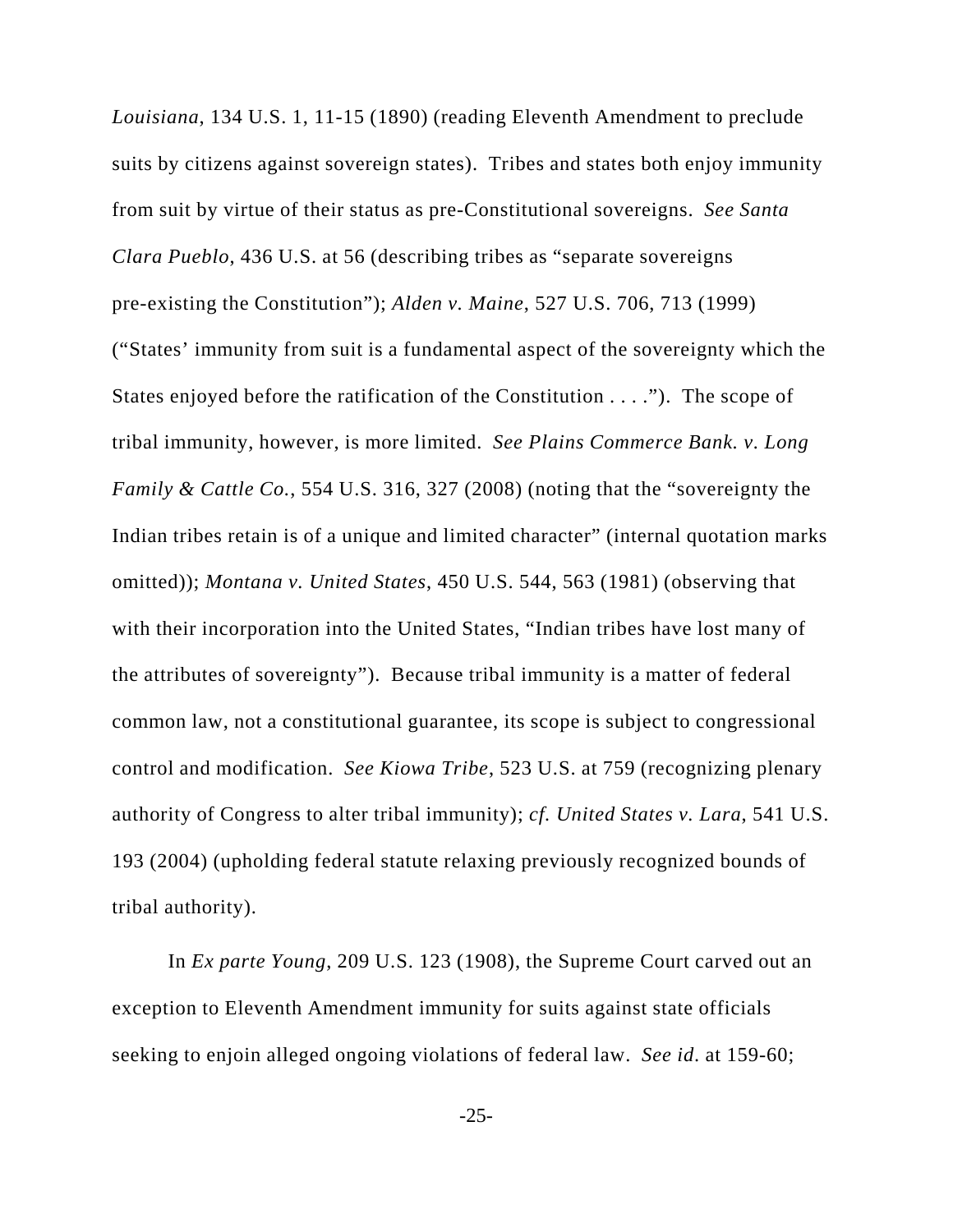*Louisiana*, 134 U.S. 1, 11-15 (1890) (reading Eleventh Amendment to preclude suits by citizens against sovereign states). Tribes and states both enjoy immunity from suit by virtue of their status as pre-Constitutional sovereigns. *See Santa Clara Pueblo*, 436 U.S. at 56 (describing tribes as "separate sovereigns pre-existing the Constitution"); *Alden v. Maine*, 527 U.S. 706, 713 (1999) ("States' immunity from suit is a fundamental aspect of the sovereignty which the States enjoyed before the ratification of the Constitution . . . ."). The scope of tribal immunity, however, is more limited. *See Plains Commerce Bank. v. Long Family & Cattle Co.*, 554 U.S. 316, 327 (2008) (noting that the "sovereignty the Indian tribes retain is of a unique and limited character" (internal quotation marks omitted)); *Montana v. United States*, 450 U.S. 544, 563 (1981) (observing that with their incorporation into the United States, "Indian tribes have lost many of the attributes of sovereignty"). Because tribal immunity is a matter of federal common law, not a constitutional guarantee, its scope is subject to congressional control and modification. *See Kiowa Tribe*, 523 U.S. at 759 (recognizing plenary authority of Congress to alter tribal immunity); *cf. United States v. Lara*, 541 U.S. 193 (2004) (upholding federal statute relaxing previously recognized bounds of tribal authority).

In *Ex parte Young*, 209 U.S. 123 (1908), the Supreme Court carved out an exception to Eleventh Amendment immunity for suits against state officials seeking to enjoin alleged ongoing violations of federal law. *See id.* at 159-60;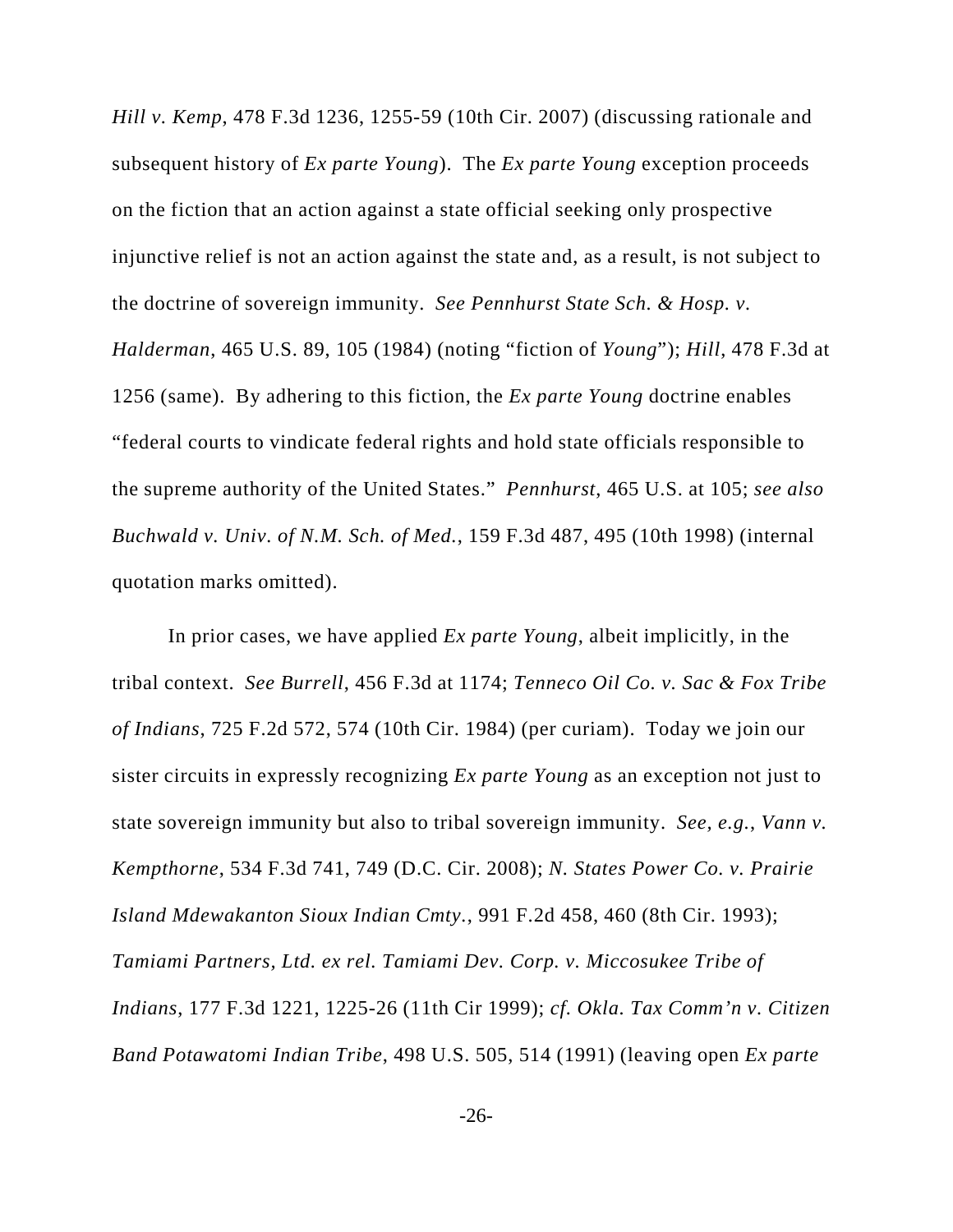*Hill v. Kemp*, 478 F.3d 1236, 1255-59 (10th Cir. 2007) (discussing rationale and subsequent history of *Ex parte Young*). The *Ex parte Young* exception proceeds on the fiction that an action against a state official seeking only prospective injunctive relief is not an action against the state and, as a result, is not subject to the doctrine of sovereign immunity. *See Pennhurst State Sch. & Hosp. v. Halderman*, 465 U.S. 89, 105 (1984) (noting "fiction of *Young*"); *Hill*, 478 F.3d at 1256 (same). By adhering to this fiction, the *Ex parte Young* doctrine enables "federal courts to vindicate federal rights and hold state officials responsible to the supreme authority of the United States." *Pennhurst*, 465 U.S. at 105; *see also Buchwald v. Univ. of N.M. Sch. of Med.*, 159 F.3d 487, 495 (10th 1998) (internal quotation marks omitted).

In prior cases, we have applied *Ex parte Young*, albeit implicitly, in the tribal context. *See Burrell*, 456 F.3d at 1174; *Tenneco Oil Co. v. Sac & Fox Tribe of Indians*, 725 F.2d 572, 574 (10th Cir. 1984) (per curiam). Today we join our sister circuits in expressly recognizing *Ex parte Young* as an exception not just to state sovereign immunity but also to tribal sovereign immunity. *See, e.g.*, *Vann v. Kempthorne*, 534 F.3d 741, 749 (D.C. Cir. 2008); *N. States Power Co. v. Prairie Island Mdewakanton Sioux Indian Cmty.*, 991 F.2d 458, 460 (8th Cir. 1993); *Tamiami Partners, Ltd. ex rel. Tamiami Dev. Corp. v. Miccosukee Tribe of Indians*, 177 F.3d 1221, 1225-26 (11th Cir 1999); *cf. Okla. Tax Comm'n v. Citizen Band Potawatomi Indian Tribe*, 498 U.S. 505, 514 (1991) (leaving open *Ex parte*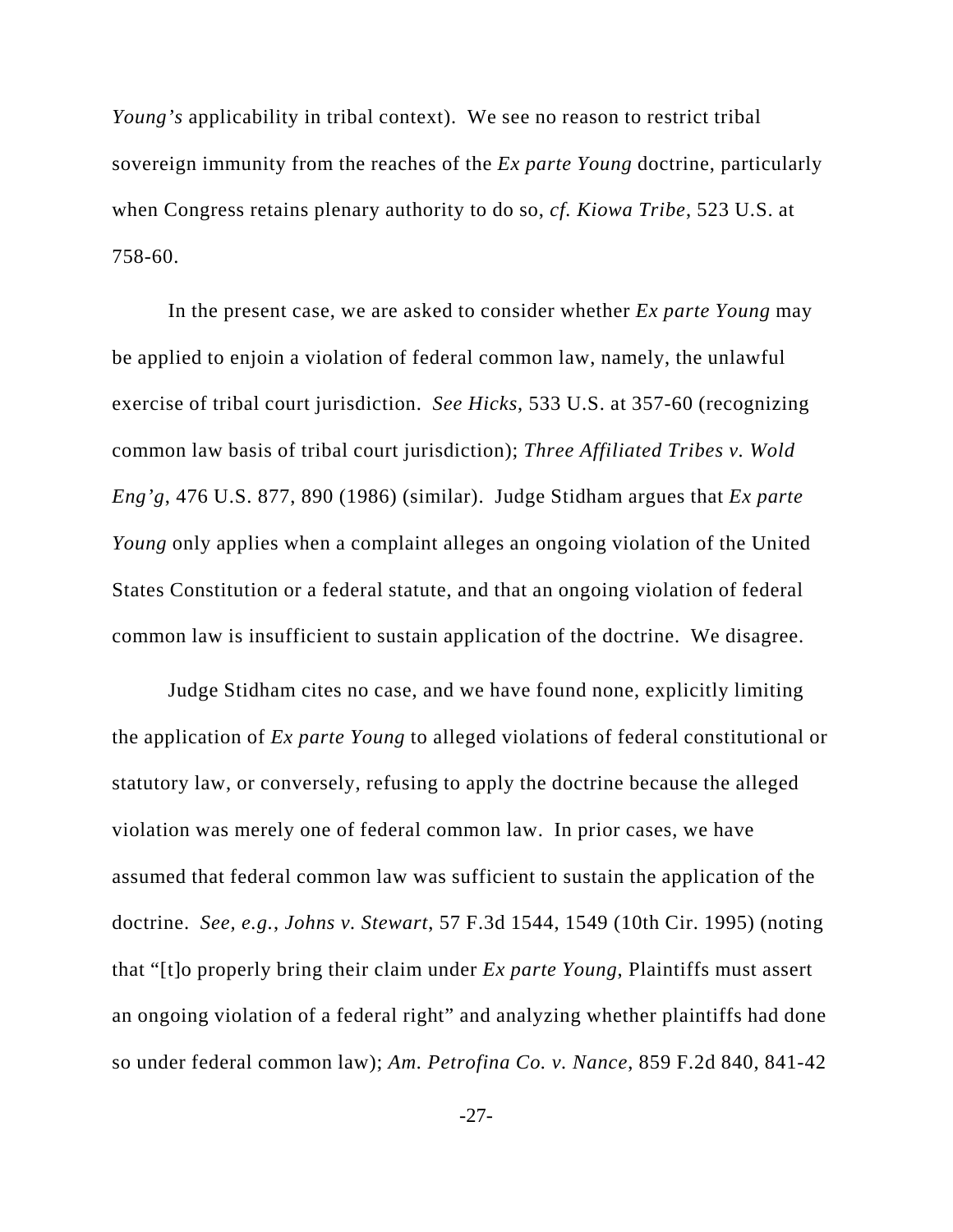*Young's* applicability in tribal context). We see no reason to restrict tribal sovereign immunity from the reaches of the *Ex parte Young* doctrine, particularly when Congress retains plenary authority to do so, *cf. Kiowa Tribe*, 523 U.S. at 758-60.

In the present case, we are asked to consider whether *Ex parte Young* may be applied to enjoin a violation of federal common law, namely, the unlawful exercise of tribal court jurisdiction. *See Hicks*, 533 U.S. at 357-60 (recognizing common law basis of tribal court jurisdiction); *Three Affiliated Tribes v. Wold Eng'g*, 476 U.S. 877, 890 (1986) (similar). Judge Stidham argues that *Ex parte Young* only applies when a complaint alleges an ongoing violation of the United States Constitution or a federal statute, and that an ongoing violation of federal common law is insufficient to sustain application of the doctrine. We disagree.

Judge Stidham cites no case, and we have found none, explicitly limiting the application of *Ex parte Young* to alleged violations of federal constitutional or statutory law, or conversely, refusing to apply the doctrine because the alleged violation was merely one of federal common law. In prior cases, we have assumed that federal common law was sufficient to sustain the application of the doctrine. *See, e.g.*, *Johns v. Stewart*, 57 F.3d 1544, 1549 (10th Cir. 1995) (noting that "[t]o properly bring their claim under *Ex parte Young*, Plaintiffs must assert an ongoing violation of a federal right" and analyzing whether plaintiffs had done so under federal common law); *Am. Petrofina Co. v. Nance*, 859 F.2d 840, 841-42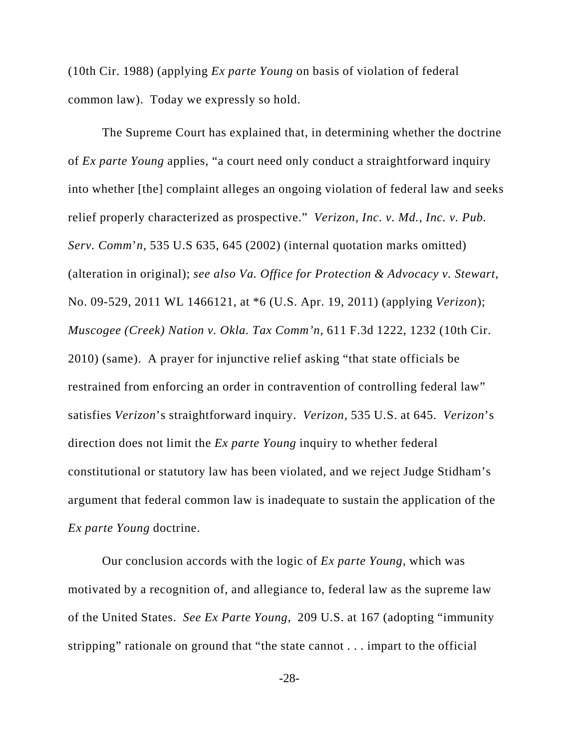(10th Cir. 1988) (applying *Ex parte Young* on basis of violation of federal common law). Today we expressly so hold.

The Supreme Court has explained that, in determining whether the doctrine of *Ex parte Young* applies, "a court need only conduct a straightforward inquiry into whether [the] complaint alleges an ongoing violation of federal law and seeks relief properly characterized as prospective." *Verizon, Inc. v. Md., Inc. v. Pub. Serv. Comm'n*, 535 U.S 635, 645 (2002) (internal quotation marks omitted) (alteration in original); *see also Va. Office for Protection & Advocacy v. Stewart*, No. 09-529, 2011 WL 1466121, at *6 (U.S. Apr. 19, 2011) (applying *Verizon*); *Muscogee (Creek) Nation v. Okla. Tax Comm'n*, 611 F.3d 1222, 1232 (10th Cir. 2010) (same). A prayer for injunctive relief asking "that state officials be restrained from enforcing an order in contravention of controlling federal law" satisfies *Verizon*'s straightforward inquiry. *Verizon*, 535 U.S. at 645. *Verizon*'s direction does not limit the *Ex parte Young* inquiry to whether federal constitutional or statutory law has been violated, and we reject Judge Stidham's argument that federal common law is inadequate to sustain the application of the *Ex parte Young* doctrine.

Our conclusion accords with the logic of *Ex parte Young*, which was motivated by a recognition of, and allegiance to, federal law as the supreme law of the United States. *See Ex Parte Young*, 209 U.S. at 167 (adopting "immunity stripping" rationale on ground that "the state cannot . . . impart to the official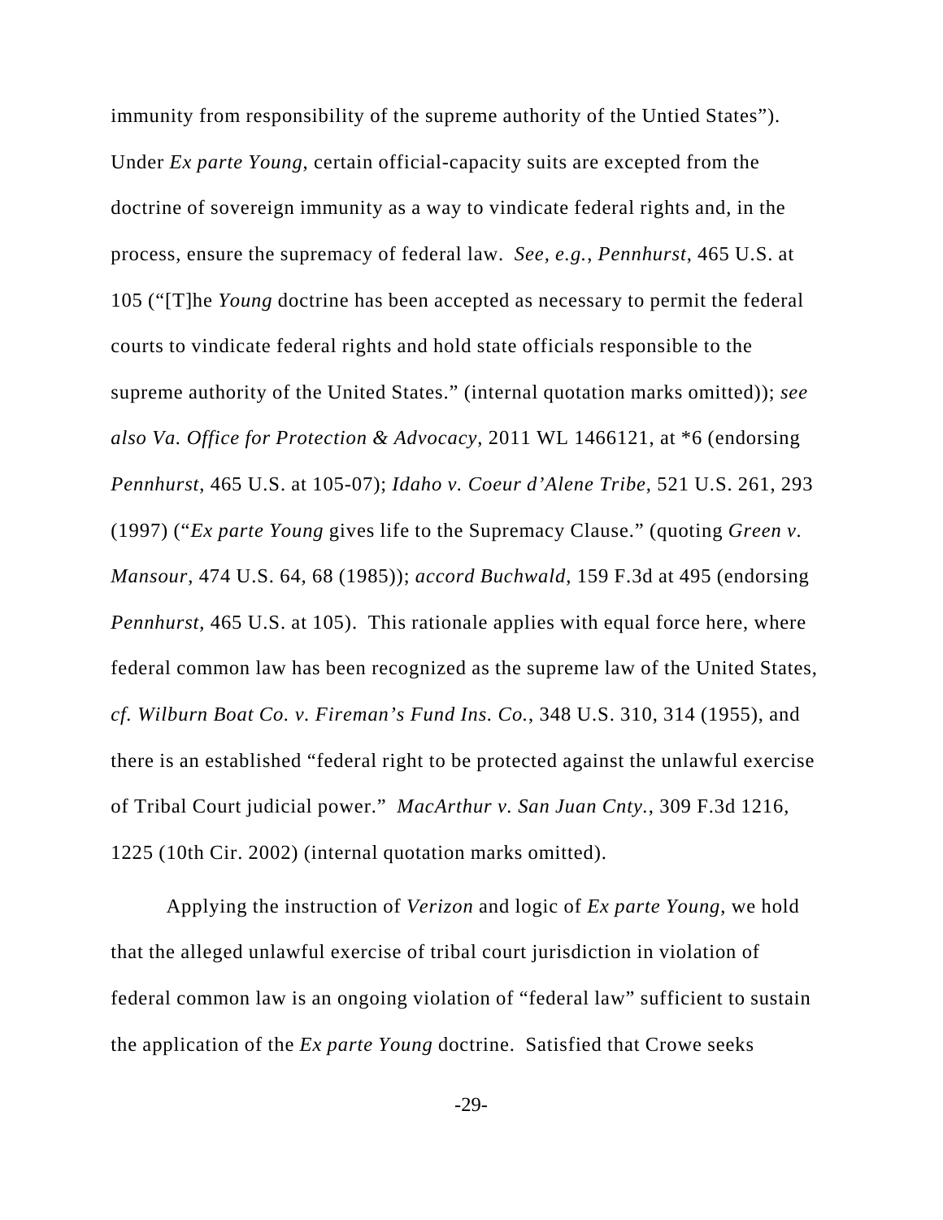immunity from responsibility of the supreme authority of the Untied States"). Under *Ex parte Young*, certain official-capacity suits are excepted from the doctrine of sovereign immunity as a way to vindicate federal rights and, in the process, ensure the supremacy of federal law. *See, e.g.*, *Pennhurst*, 465 U.S. at 105 ("[T]he *Young* doctrine has been accepted as necessary to permit the federal courts to vindicate federal rights and hold state officials responsible to the supreme authority of the United States." (internal quotation marks omitted)); *see also Va. Office for Protection & Advocacy*, 2011 WL 1466121, at *6 (endorsing *Pennhurst*, 465 U.S. at 105-07); *Idaho v. Coeur d'Alene Tribe*, 521 U.S. 261, 293 (1997) ("*Ex parte Young* gives life to the Supremacy Clause." (quoting *Green v. Mansour*, 474 U.S. 64, 68 (1985)); *accord Buchwald*, 159 F.3d at 495 (endorsing *Pennhurst*, 465 U.S. at 105). This rationale applies with equal force here, where federal common law has been recognized as the supreme law of the United States, *cf. Wilburn Boat Co. v. Fireman's Fund Ins. Co.*, 348 U.S. 310, 314 (1955), and there is an established "federal right to be protected against the unlawful exercise of Tribal Court judicial power." *MacArthur v. San Juan Cnty.*, 309 F.3d 1216, 1225 (10th Cir. 2002) (internal quotation marks omitted).

Applying the instruction of *Verizon* and logic of *Ex parte Young*, we hold that the alleged unlawful exercise of tribal court jurisdiction in violation of federal common law is an ongoing violation of "federal law" sufficient to sustain the application of the *Ex parte Young* doctrine. Satisfied that Crowe seeks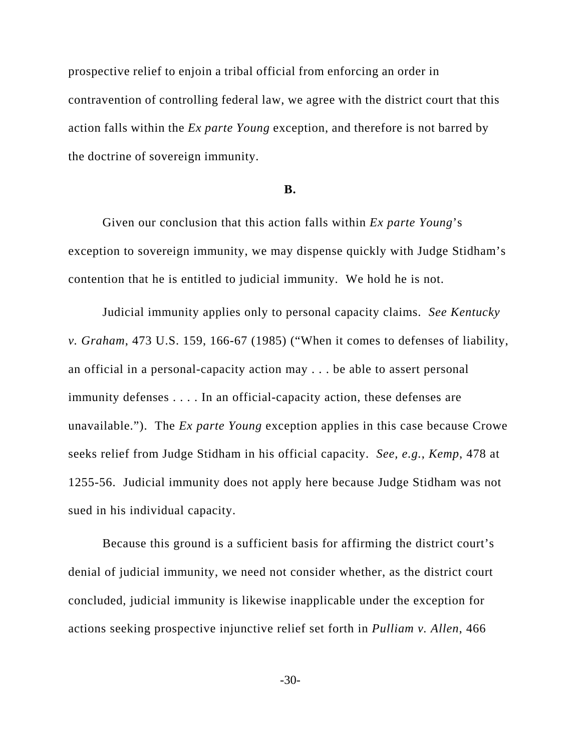prospective relief to enjoin a tribal official from enforcing an order in contravention of controlling federal law, we agree with the district court that this action falls within the *Ex parte Young* exception, and therefore is not barred by the doctrine of sovereign immunity.

**B.**

Given our conclusion that this action falls within *Ex parte Young*'s exception to sovereign immunity, we may dispense quickly with Judge Stidham's contention that he is entitled to judicial immunity. We hold he is not.

Judicial immunity applies only to personal capacity claims. *See Kentucky v. Graham*, 473 U.S. 159, 166-67 (1985) ("When it comes to defenses of liability, an official in a personal-capacity action may . . . be able to assert personal immunity defenses . . . . In an official-capacity action, these defenses are unavailable."). The *Ex parte Young* exception applies in this case because Crowe seeks relief from Judge Stidham in his official capacity. *See, e.g.*, *Kemp*, 478 at 1255-56. Judicial immunity does not apply here because Judge Stidham was not sued in his individual capacity.

Because this ground is a sufficient basis for affirming the district court's denial of judicial immunity, we need not consider whether, as the district court concluded, judicial immunity is likewise inapplicable under the exception for actions seeking prospective injunctive relief set forth in *Pulliam v. Allen*, 466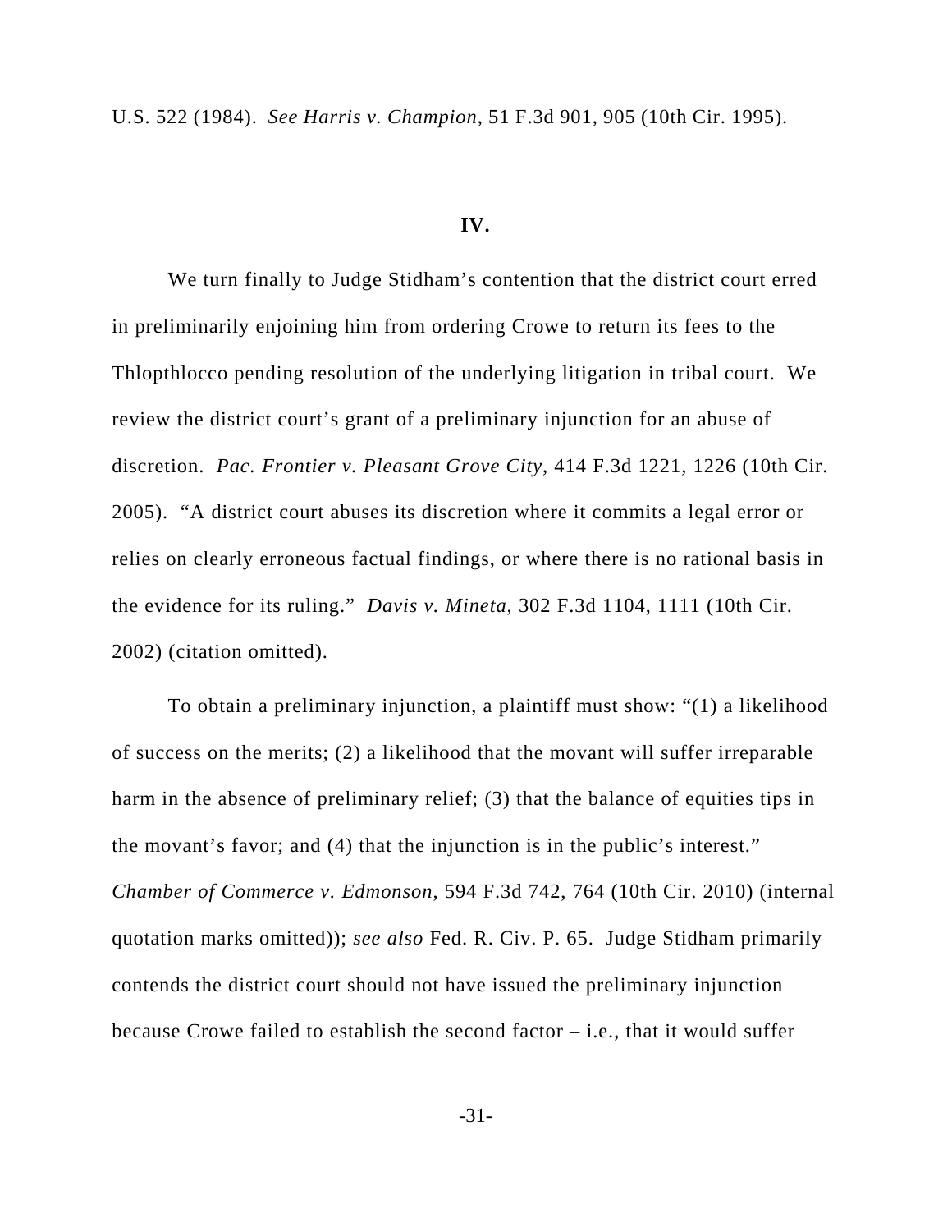U.S. 522 (1984). *See Harris v. Champion*, 51 F.3d 901, 905 (10th Cir. 1995).

## IV.

We turn finally to Judge Stidham's contention that the district court erred in preliminarily enjoining him from ordering Crowe to return its fees to the Thlopthlocco pending resolution of the underlying litigation in tribal court. We review the district court's grant of a preliminary injunction for an abuse of discretion. *Pac. Frontier v. Pleasant Grove City*, 414 F.3d 1221, 1226 (10th Cir. 2005). "A district court abuses its discretion where it commits a legal error or relies on clearly erroneous factual findings, or where there is no rational basis in the evidence for its ruling." *Davis v. Mineta*, 302 F.3d 1104, 1111 (10th Cir. 2002) (citation omitted).

To obtain a preliminary injunction, a plaintiff must show: "(1) a likelihood of success on the merits; (2) a likelihood that the movant will suffer irreparable harm in the absence of preliminary relief; (3) that the balance of equities tips in the movant's favor; and (4) that the injunction is in the public's interest." *Chamber of Commerce v. Edmonson*, 594 F.3d 742, 764 (10th Cir. 2010) (internal quotation marks omitted)); *see also* Fed. R. Civ. P. 65. Judge Stidham primarily contends the district court should not have issued the preliminary injunction because Crowe failed to establish the second factor – i.e., that it would suffer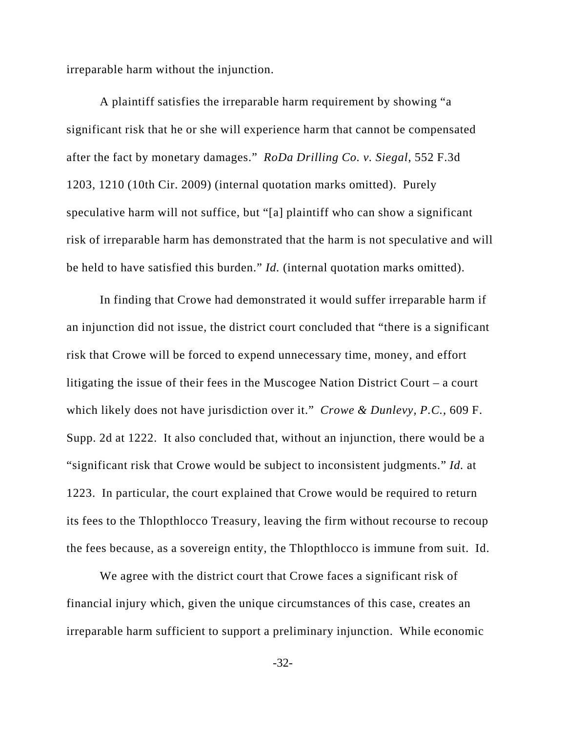irreparable harm without the injunction.

A plaintiff satisfies the irreparable harm requirement by showing "a significant risk that he or she will experience harm that cannot be compensated after the fact by monetary damages." *RoDa Drilling Co. v. Siegal*, 552 F.3d 1203, 1210 (10th Cir. 2009) (internal quotation marks omitted). Purely speculative harm will not suffice, but "[a] plaintiff who can show a significant risk of irreparable harm has demonstrated that the harm is not speculative and will be held to have satisfied this burden." *Id.* (internal quotation marks omitted).

In finding that Crowe had demonstrated it would suffer irreparable harm if an injunction did not issue, the district court concluded that "there is a significant risk that Crowe will be forced to expend unnecessary time, money, and effort litigating the issue of their fees in the Muscogee Nation District Court – a court which likely does not have jurisdiction over it." *Crowe & Dunlevy, P.C.*, 609 F. Supp. 2d at 1222. It also concluded that, without an injunction, there would be a "significant risk that Crowe would be subject to inconsistent judgments." *Id.* at 1223. In particular, the court explained that Crowe would be required to return its fees to the Thlopthlocco Treasury, leaving the firm without recourse to recoup the fees because, as a sovereign entity, the Thlopthlocco is immune from suit. Id.

We agree with the district court that Crowe faces a significant risk of financial injury which, given the unique circumstances of this case, creates an irreparable harm sufficient to support a preliminary injunction. While economic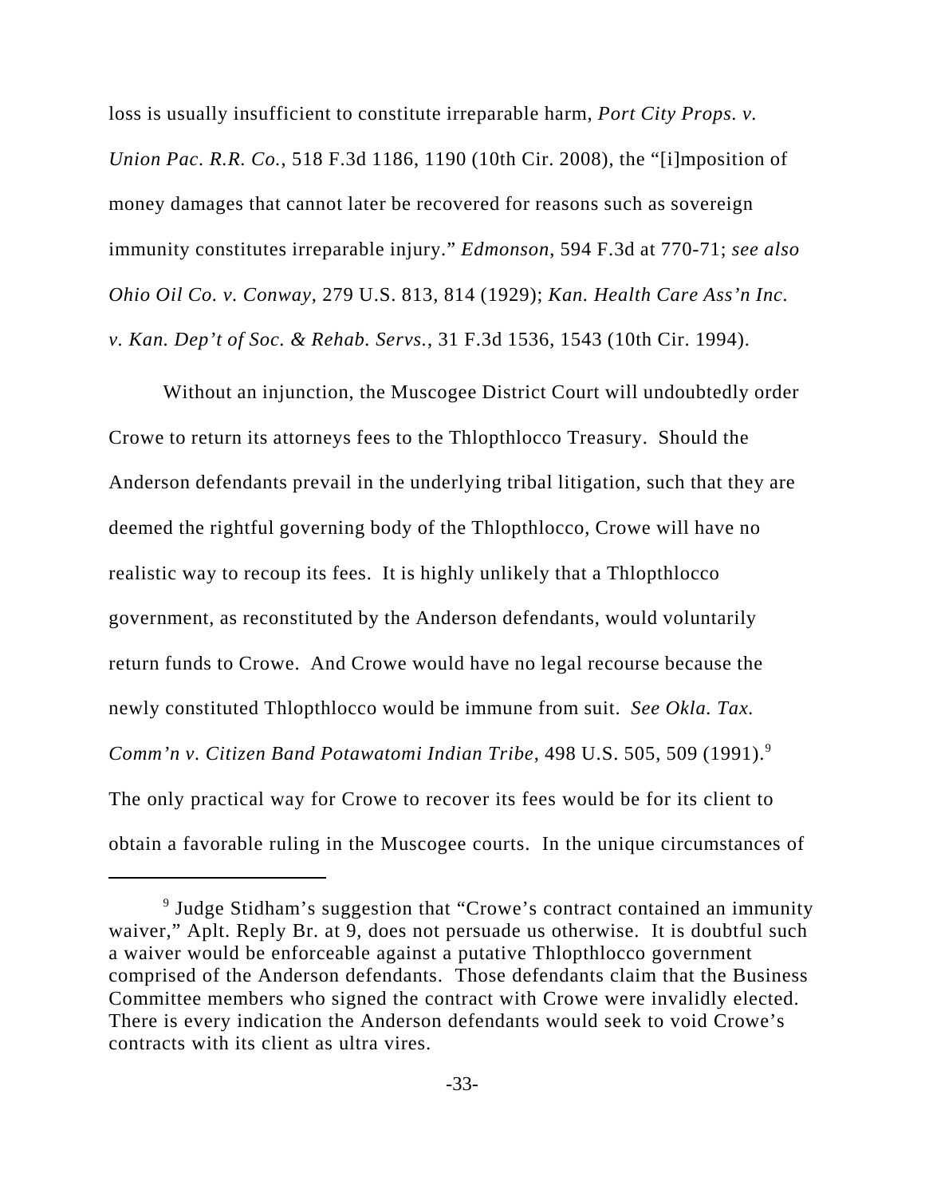loss is usually insufficient to constitute irreparable harm, *Port City Props. v. Union Pac. R.R. Co.*, 518 F.3d 1186, 1190 (10th Cir. 2008), the "[i]mposition of money damages that cannot later be recovered for reasons such as sovereign immunity constitutes irreparable injury." *Edmonson*, 594 F.3d at 770-71; *see also Ohio Oil Co. v. Conway*, 279 U.S. 813, 814 (1929); *Kan. Health Care Ass'n Inc. v. Kan. Dep't of Soc. & Rehab. Servs.*, 31 F.3d 1536, 1543 (10th Cir. 1994).

Without an injunction, the Muscogee District Court will undoubtedly order Crowe to return its attorneys fees to the Thlopthlocco Treasury. Should the Anderson defendants prevail in the underlying tribal litigation, such that they are deemed the rightful governing body of the Thlopthlocco, Crowe will have no realistic way to recoup its fees. It is highly unlikely that a Thlopthlocco government, as reconstituted by the Anderson defendants, would voluntarily return funds to Crowe. And Crowe would have no legal recourse because the newly constituted Thlopthlocco would be immune from suit. *See Okla. Tax. Comm'n v. Citizen Band Potawatomi Indian Tribe*, 498 U.S. 505, 509 (1991).[9] The only practical way for Crowe to recover its fees would be for its client to obtain a favorable ruling in the Muscogee courts. In the unique circumstances of

[9] Judge Stidham's suggestion that "Crowe's contract contained an immunity waiver," Aplt. Reply Br. at 9, does not persuade us otherwise. It is doubtful such a waiver would be enforceable against a putative Thlopthlocco government comprised of the Anderson defendants. Those defendants claim that the Business Committee members who signed the contract with Crowe were invalidly elected. There is every indication the Anderson defendants would seek to void Crowe's contracts with its client as ultra vires.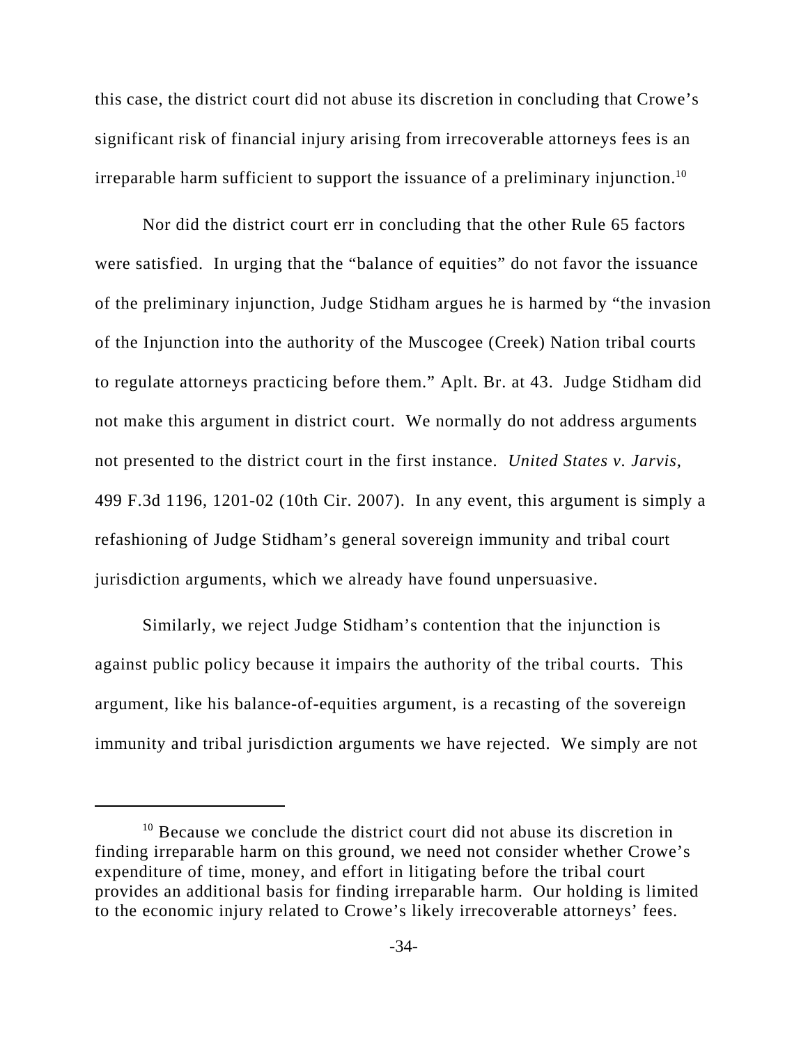this case, the district court did not abuse its discretion in concluding that Crowe's significant risk of financial injury arising from irrecoverable attorneys fees is an irreparable harm sufficient to support the issuance of a preliminary injunction.[10]

Nor did the district court err in concluding that the other Rule 65 factors were satisfied. In urging that the "balance of equities" do not favor the issuance of the preliminary injunction, Judge Stidham argues he is harmed by "the invasion of the Injunction into the authority of the Muscogee (Creek) Nation tribal courts to regulate attorneys practicing before them." Aplt. Br. at 43. Judge Stidham did not make this argument in district court. We normally do not address arguments not presented to the district court in the first instance. *United States v. Jarvis*, 499 F.3d 1196, 1201-02 (10th Cir. 2007). In any event, this argument is simply a refashioning of Judge Stidham's general sovereign immunity and tribal court jurisdiction arguments, which we already have found unpersuasive.

Similarly, we reject Judge Stidham's contention that the injunction is against public policy because it impairs the authority of the tribal courts. This argument, like his balance-of-equities argument, is a recasting of the sovereign immunity and tribal jurisdiction arguments we have rejected. We simply are not

---

[10] Because we conclude the district court did not abuse its discretion in finding irreparable harm on this ground, we need not consider whether Crowe's expenditure of time, money, and effort in litigating before the tribal court provides an additional basis for finding irreparable harm. Our holding is limited to the economic injury related to Crowe's likely irrecoverable attorneys' fees.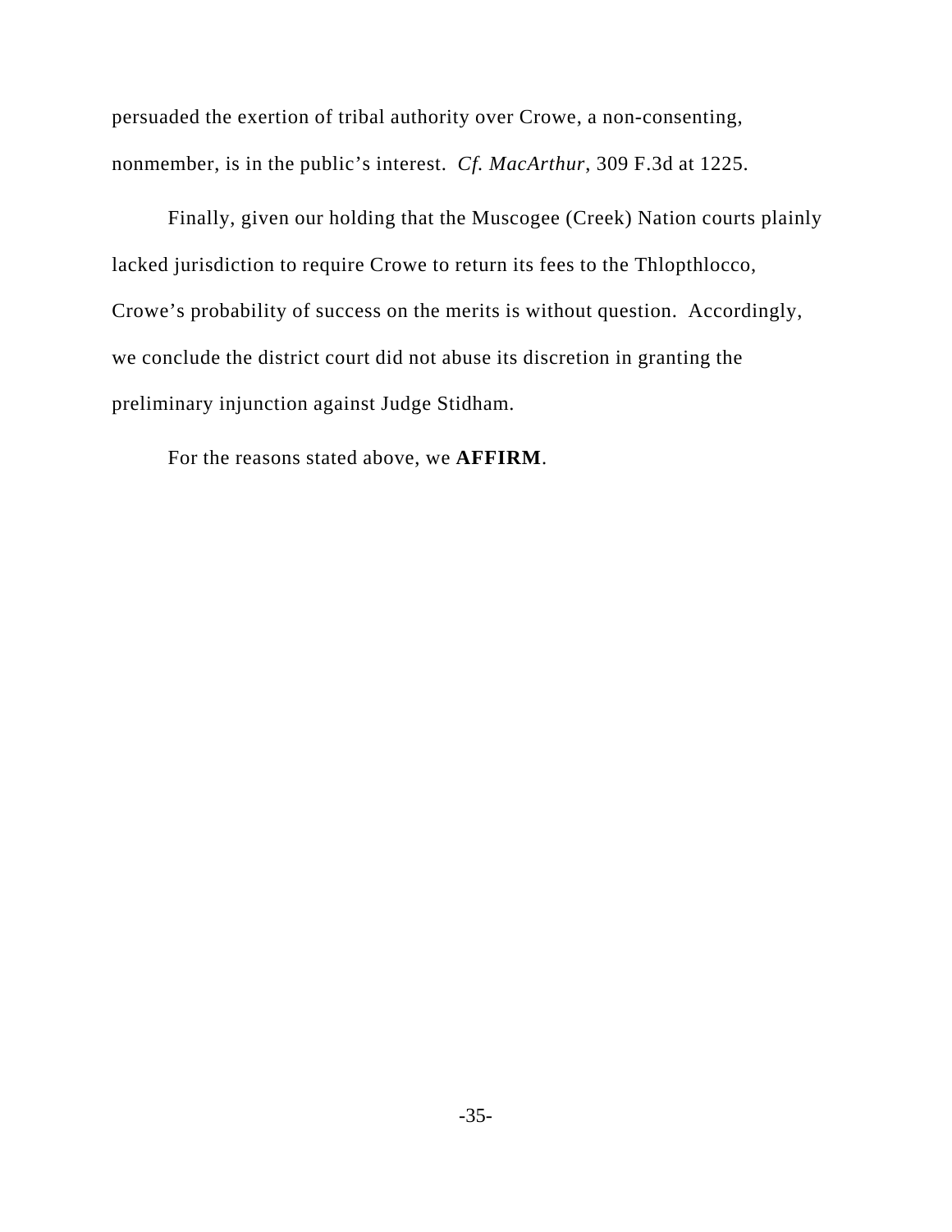persuaded the exertion of tribal authority over Crowe, a non-consenting, nonmember, is in the public's interest. *Cf. MacArthur*, 309 F.3d at 1225.

Finally, given our holding that the Muscogee (Creek) Nation courts plainly lacked jurisdiction to require Crowe to return its fees to the Thlopthlocco, Crowe's probability of success on the merits is without question. Accordingly, we conclude the district court did not abuse its discretion in granting the preliminary injunction against Judge Stidham.

For the reasons stated above, we **AFFIRM**.